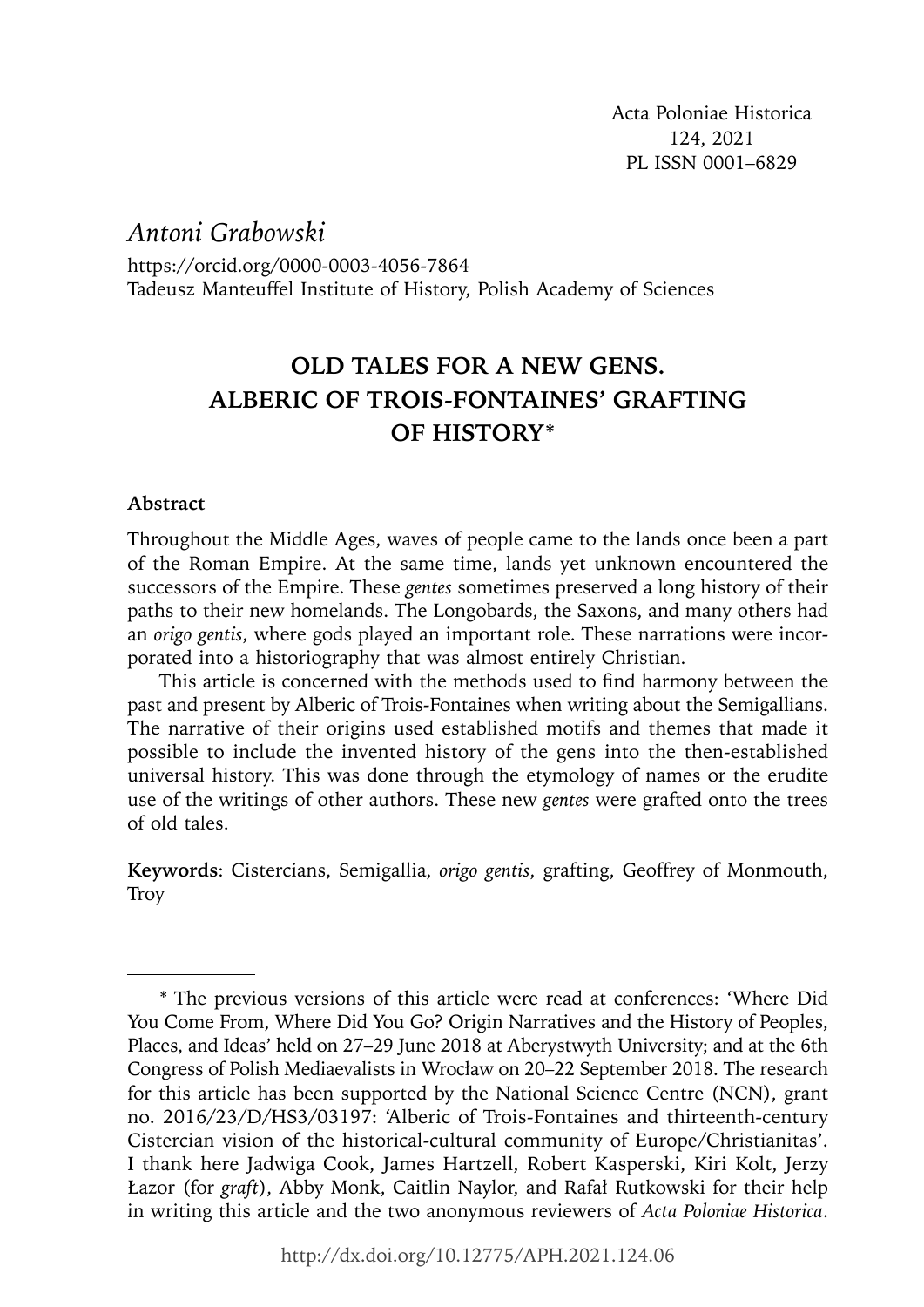Acta Poloniae Historica
124, 2021
PL ISSN 0001–6829

*Antoni Grabowski*

https://orcid.org/0000-0003-4056-7864
Tadeusz Manteuffel Institute of History, Polish Academy of Sciences

# OLD TALES FOR A NEW GENS. ALBERIC OF TROIS-FONTAINES' GRAFTING OF HISTORY*

**Abstract**

Throughout the Middle Ages, waves of people came to the lands once been a part of the Roman Empire. At the same time, lands yet unknown encountered the successors of the Empire. These *gentes* sometimes preserved a long history of their paths to their new homelands. The Longobards, the Saxons, and many others had an *origo gentis*, where gods played an important role. These narrations were incorporated into a historiography that was almost entirely Christian.

This article is concerned with the methods used to find harmony between the past and present by Alberic of Trois-Fontaines when writing about the Semigallians. The narrative of their origins used established motifs and themes that made it possible to include the invented history of the gens into the then-established universal history. This was done through the etymology of names or the erudite use of the writings of other authors. These new *gentes* were grafted onto the trees of old tales.

**Keywords**: Cistercians, Semigallia, *origo gentis*, grafting, Geoffrey of Monmouth, Troy

---

\* The previous versions of this article were read at conferences: 'Where Did You Come From, Where Did You Go? Origin Narratives and the History of Peoples, Places, and Ideas' held on 27–29 June 2018 at Aberystwyth University; and at the 6th Congress of Polish Mediaevalists in Wrocław on 20–22 September 2018. The research for this article has been supported by the National Science Centre (NCN), grant no. 2016/23/D/HS3/03197: 'Alberic of Trois-Fontaines and thirteenth-century Cistercian vision of the historical-cultural community of Europe/Christianitas'. I thank here Jadwiga Cook, James Hartzell, Robert Kasperski, Kiri Kolt, Jerzy Łazor (for *graft*), Abby Monk, Caitlin Naylor, and Rafał Rutkowski for their help in writing this article and the two anonymous reviewers of *Acta Poloniae Historica*.

http://dx.doi.org/10.12775/APH.2021.124.06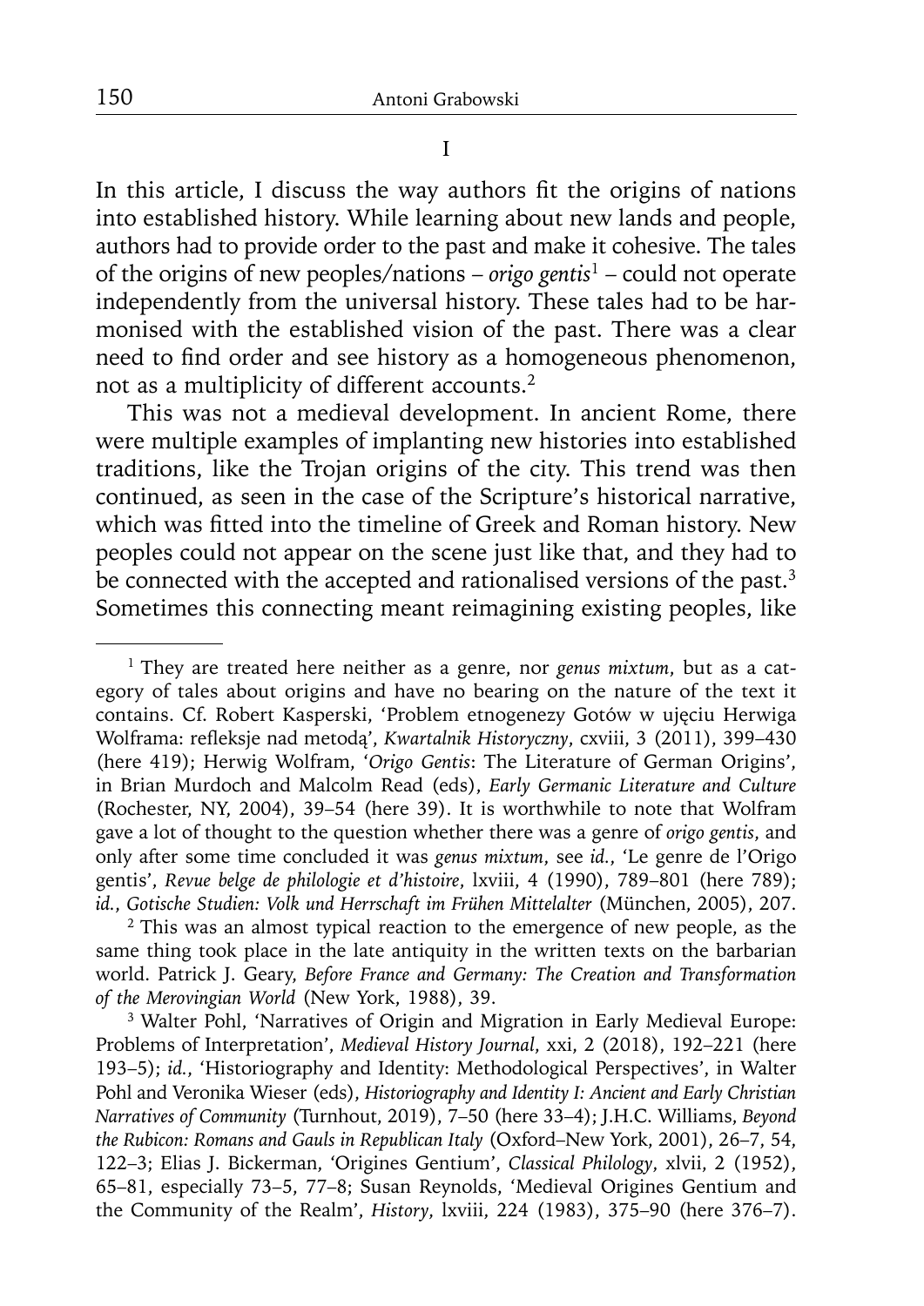# I

In this article, I discuss the way authors fit the origins of nations into established history. While learning about new lands and people, authors had to provide order to the past and make it cohesive. The tales of the origins of new peoples/nations – *origo gentis*[1] – could not operate independently from the universal history. These tales had to be harmonised with the established vision of the past. There was a clear need to find order and see history as a homogeneous phenomenon, not as a multiplicity of different accounts.[2]

This was not a medieval development. In ancient Rome, there were multiple examples of implanting new histories into established traditions, like the Trojan origins of the city. This trend was then continued, as seen in the case of the Scripture's historical narrative, which was fitted into the timeline of Greek and Roman history. New peoples could not appear on the scene just like that, and they had to be connected with the accepted and rationalised versions of the past.[3] Sometimes this connecting meant reimagining existing peoples, like

---

[1] They are treated here neither as a genre, nor *genus mixtum*, but as a category of tales about origins and have no bearing on the nature of the text it contains. Cf. Robert Kasperski, 'Problem etnogenezy Gotów w ujęciu Herwiga Wolframa: refleksje nad metodą', *Kwartalnik Historyczny*, cxviii, 3 (2011), 399–430 (here 419); Herwig Wolfram, '*Origo Gentis*: The Literature of German Origins', in Brian Murdoch and Malcolm Read (eds), *Early Germanic Literature and Culture* (Rochester, NY, 2004), 39–54 (here 39). It is worthwhile to note that Wolfram gave a lot of thought to the question whether there was a genre of *origo gentis*, and only after some time concluded it was *genus mixtum*, see *id.*, 'Le genre de l'Origo gentis', *Revue belge de philologie et d'histoire*, lxviii, 4 (1990), 789–801 (here 789); *id.*, *Gotische Studien: Volk und Herrschaft im Frühen Mittelalter* (München, 2005), 207.

[2] This was an almost typical reaction to the emergence of new people, as the same thing took place in the late antiquity in the written texts on the barbarian world. Patrick J. Geary, *Before France and Germany: The Creation and Transformation of the Merovingian World* (New York, 1988), 39.

[3] Walter Pohl, 'Narratives of Origin and Migration in Early Medieval Europe: Problems of Interpretation', *Medieval History Journal*, xxi, 2 (2018), 192–221 (here 193–5); *id.*, 'Historiography and Identity: Methodological Perspectives', in Walter Pohl and Veronika Wieser (eds), *Historiography and Identity I: Ancient and Early Christian Narratives of Community* (Turnhout, 2019), 7–50 (here 33–4); J.H.C. Williams, *Beyond the Rubicon: Romans and Gauls in Republican Italy* (Oxford–New York, 2001), 26–7, 54, 122–3; Elias J. Bickerman, 'Origines Gentium', *Classical Philology*, xlvii, 2 (1952), 65–81, especially 73–5, 77–8; Susan Reynolds, 'Medieval Origines Gentium and the Community of the Realm', *History*, lxviii, 224 (1983), 375–90 (here 376–7).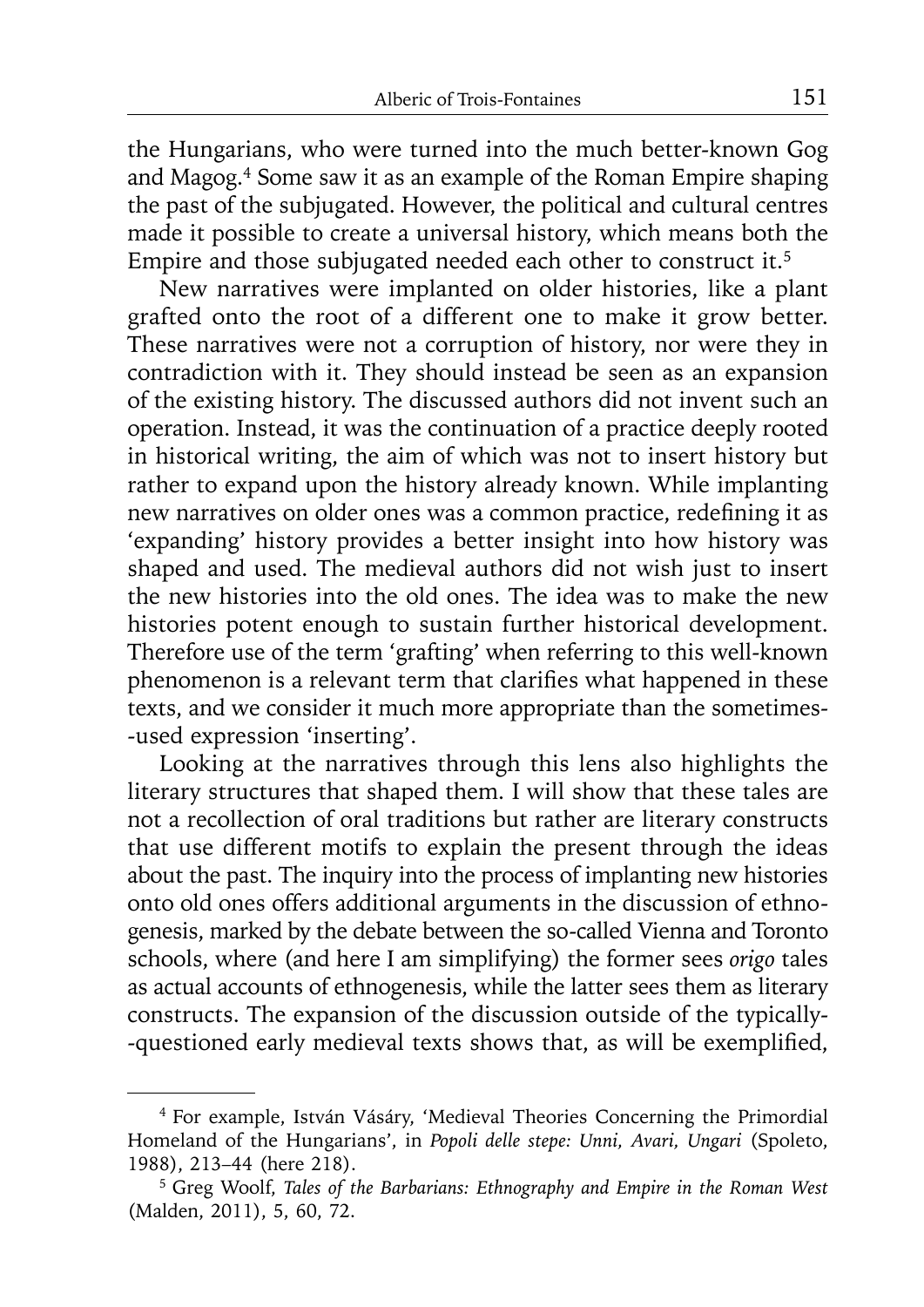the Hungarians, who were turned into the much better-known Gog and Magog.[4] Some saw it as an example of the Roman Empire shaping the past of the subjugated. However, the political and cultural centres made it possible to create a universal history, which means both the Empire and those subjugated needed each other to construct it.[5]

New narratives were implanted on older histories, like a plant grafted onto the root of a different one to make it grow better. These narratives were not a corruption of history, nor were they in contradiction with it. They should instead be seen as an expansion of the existing history. The discussed authors did not invent such an operation. Instead, it was the continuation of a practice deeply rooted in historical writing, the aim of which was not to insert history but rather to expand upon the history already known. While implanting new narratives on older ones was a common practice, redefining it as 'expanding' history provides a better insight into how history was shaped and used. The medieval authors did not wish just to insert the new histories into the old ones. The idea was to make the new histories potent enough to sustain further historical development. Therefore use of the term 'grafting' when referring to this well-known phenomenon is a relevant term that clarifies what happened in these texts, and we consider it much more appropriate than the sometimes-used expression 'inserting'.

Looking at the narratives through this lens also highlights the literary structures that shaped them. I will show that these tales are not a recollection of oral traditions but rather are literary constructs that use different motifs to explain the present through the ideas about the past. The inquiry into the process of implanting new histories onto old ones offers additional arguments in the discussion of ethnogenesis, marked by the debate between the so-called Vienna and Toronto schools, where (and here I am simplifying) the former sees *origo* tales as actual accounts of ethnogenesis, while the latter sees them as literary constructs. The expansion of the discussion outside of the typically-questioned early medieval texts shows that, as will be exemplified,

---

[4] For example, István Vásáry, 'Medieval Theories Concerning the Primordial Homeland of the Hungarians', in *Popoli delle stepe: Unni, Avari, Ungari* (Spoleto, 1988), 213–44 (here 218).

[5] Greg Woolf, *Tales of the Barbarians: Ethnography and Empire in the Roman West* (Malden, 2011), 5, 60, 72.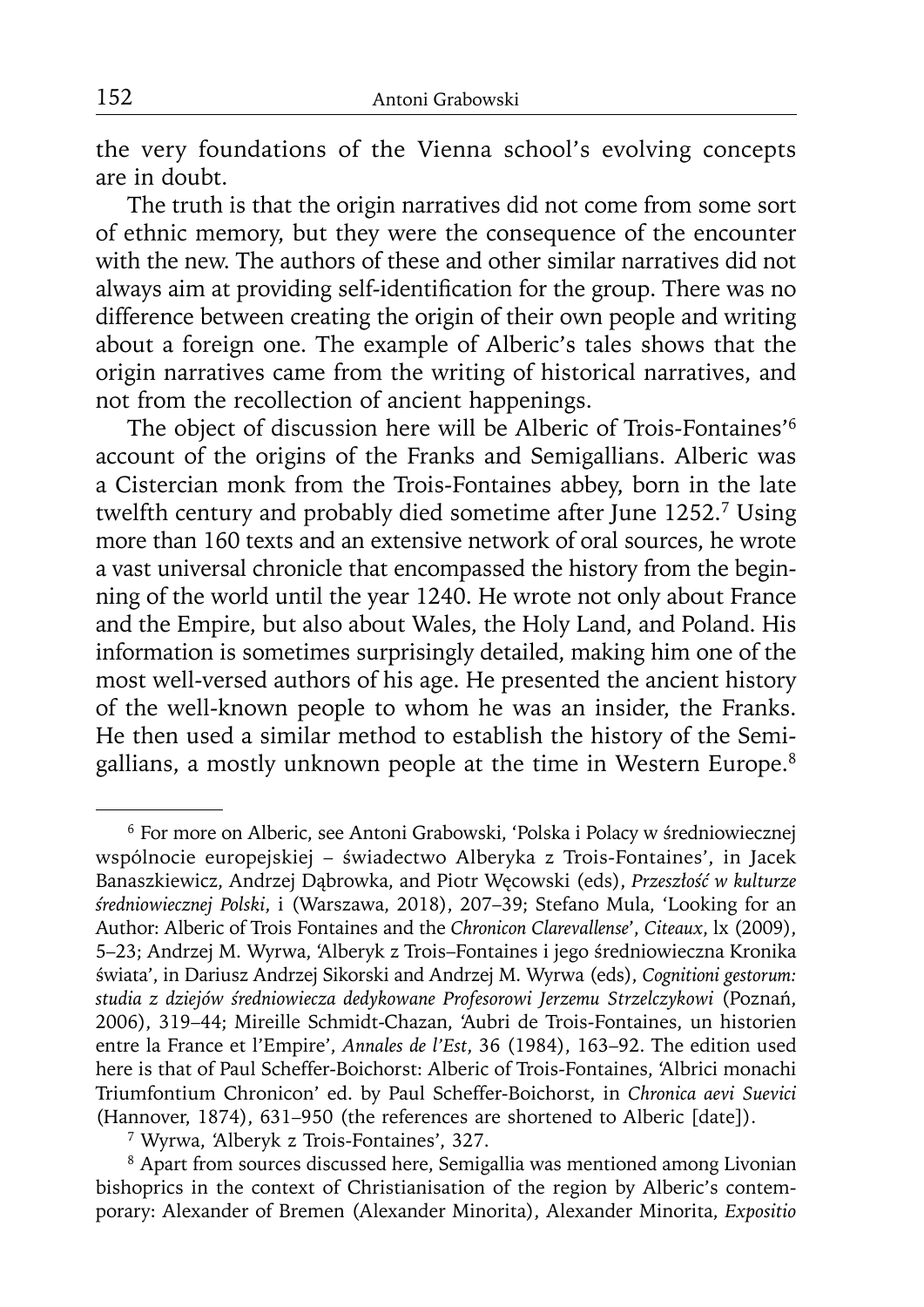the very foundations of the Vienna school's evolving concepts are in doubt.

The truth is that the origin narratives did not come from some sort of ethnic memory, but they were the consequence of the encounter with the new. The authors of these and other similar narratives did not always aim at providing self-identification for the group. There was no difference between creating the origin of their own people and writing about a foreign one. The example of Alberic's tales shows that the origin narratives came from the writing of historical narratives, and not from the recollection of ancient happenings.

The object of discussion here will be Alberic of Trois-Fontaines'[6] account of the origins of the Franks and Semigallians. Alberic was a Cistercian monk from the Trois-Fontaines abbey, born in the late twelfth century and probably died sometime after June 1252.[7] Using more than 160 texts and an extensive network of oral sources, he wrote a vast universal chronicle that encompassed the history from the beginning of the world until the year 1240. He wrote not only about France and the Empire, but also about Wales, the Holy Land, and Poland. His information is sometimes surprisingly detailed, making him one of the most well-versed authors of his age. He presented the ancient history of the well-known people to whom he was an insider, the Franks. He then used a similar method to establish the history of the Semigallians, a mostly unknown people at the time in Western Europe.[8]

---

[6] For more on Alberic, see Antoni Grabowski, 'Polska i Polacy w średniowiecznej wspólnocie europejskiej – świadectwo Alberyka z Trois-Fontaines', in Jacek Banaszkiewicz, Andrzej Dąbrowka, and Piotr Węcowski (eds), *Przeszłość w kulturze średniowiecznej Polski*, i (Warszawa, 2018), 207–39; Stefano Mula, 'Looking for an Author: Alberic of Trois Fontaines and the *Chronicon Clarevallense*', *Citeaux*, lx (2009), 5–23; Andrzej M. Wyrwa, 'Alberyk z Trois–Fontaines i jego średniowieczna Kronika świata', in Dariusz Andrzej Sikorski and Andrzej M. Wyrwa (eds), *Cognitioni gestorum: studia z dziejów średniowiecza dedykowane Profesorowi Jerzemu Strzelczykowi* (Poznań, 2006), 319–44; Mireille Schmidt-Chazan, 'Aubri de Trois-Fontaines, un historien entre la France et l'Empire', *Annales de l'Est*, 36 (1984), 163–92. The edition used here is that of Paul Scheffer-Boichorst: Alberic of Trois-Fontaines, 'Albrici monachi Triumfontium Chronicon' ed. by Paul Scheffer-Boichorst, in *Chronica aevi Suevici* (Hannover, 1874), 631–950 (the references are shortened to Alberic [date]).

[7] Wyrwa, 'Alberyk z Trois-Fontaines', 327.

[8] Apart from sources discussed here, Semigallia was mentioned among Livonian bishoprics in the context of Christianisation of the region by Alberic's contemporary: Alexander of Bremen (Alexander Minorita), Alexander Minorita, *Expositio*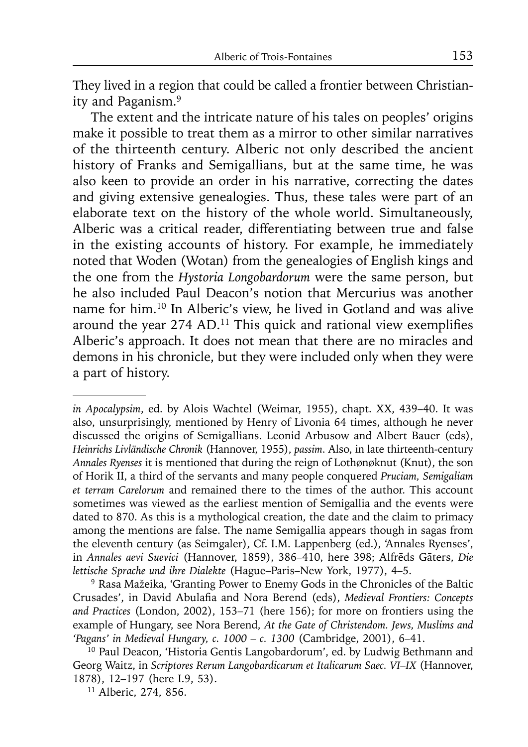They lived in a region that could be called a frontier between Christianity and Paganism.[9]

The extent and the intricate nature of his tales on peoples' origins make it possible to treat them as a mirror to other similar narratives of the thirteenth century. Alberic not only described the ancient history of Franks and Semigallians, but at the same time, he was also keen to provide an order in his narrative, correcting the dates and giving extensive genealogies. Thus, these tales were part of an elaborate text on the history of the whole world. Simultaneously, Alberic was a critical reader, differentiating between true and false in the existing accounts of history. For example, he immediately noted that Woden (Wotan) from the genealogies of English kings and the one from the *Hystoria Longobardorum* were the same person, but he also included Paul Deacon's notion that Mercurius was another name for him.[10] In Alberic's view, he lived in Gotland and was alive around the year 274 AD.[11] This quick and rational view exemplifies Alberic's approach. It does not mean that there are no miracles and demons in his chronicle, but they were included only when they were a part of history.

---

*in Apocalypsim*, ed. by Alois Wachtel (Weimar, 1955), chapt. XX, 439–40. It was also, unsurprisingly, mentioned by Henry of Livonia 64 times, although he never discussed the origins of Semigallians. Leonid Arbusow and Albert Bauer (eds), *Heinrichs Livländische Chronik* (Hannover, 1955), *passim*. Also, in late thirteenth-century *Annales Ryenses* it is mentioned that during the reign of Lothønøknut (Knut), the son of Horik II, a third of the servants and many people conquered *Pruciam, Semigaliam et terram Carelorum* and remained there to the times of the author. This account sometimes was viewed as the earliest mention of Semigallia and the events were dated to 870. As this is a mythological creation, the date and the claim to primacy among the mentions are false. The name Semigallia appears though in sagas from the eleventh century (as Seimgaler), Cf. I.M. Lappenberg (ed.), 'Annales Ryenses', in *Annales aevi Suevici* (Hannover, 1859), 386–410, here 398; Alfrēds Gāters, *Die lettische Sprache und ihre Dialekte* (Hague–Paris–New York, 1977), 4–5.

[9] Rasa Mažeika, 'Granting Power to Enemy Gods in the Chronicles of the Baltic Crusades', in David Abulafia and Nora Berend (eds), *Medieval Frontiers: Concepts and Practices* (London, 2002), 153–71 (here 156); for more on frontiers using the example of Hungary, see Nora Berend, *At the Gate of Christendom. Jews, Muslims and 'Pagans' in Medieval Hungary, c. 1000 – c. 1300* (Cambridge, 2001), 6–41.

[10] Paul Deacon, 'Historia Gentis Langobardorum', ed. by Ludwig Bethmann and Georg Waitz, in *Scriptores Rerum Langobardicarum et Italicarum Saec. VI–IX* (Hannover, 1878), 12–197 (here I.9, 53).

[11] Alberic, 274, 856.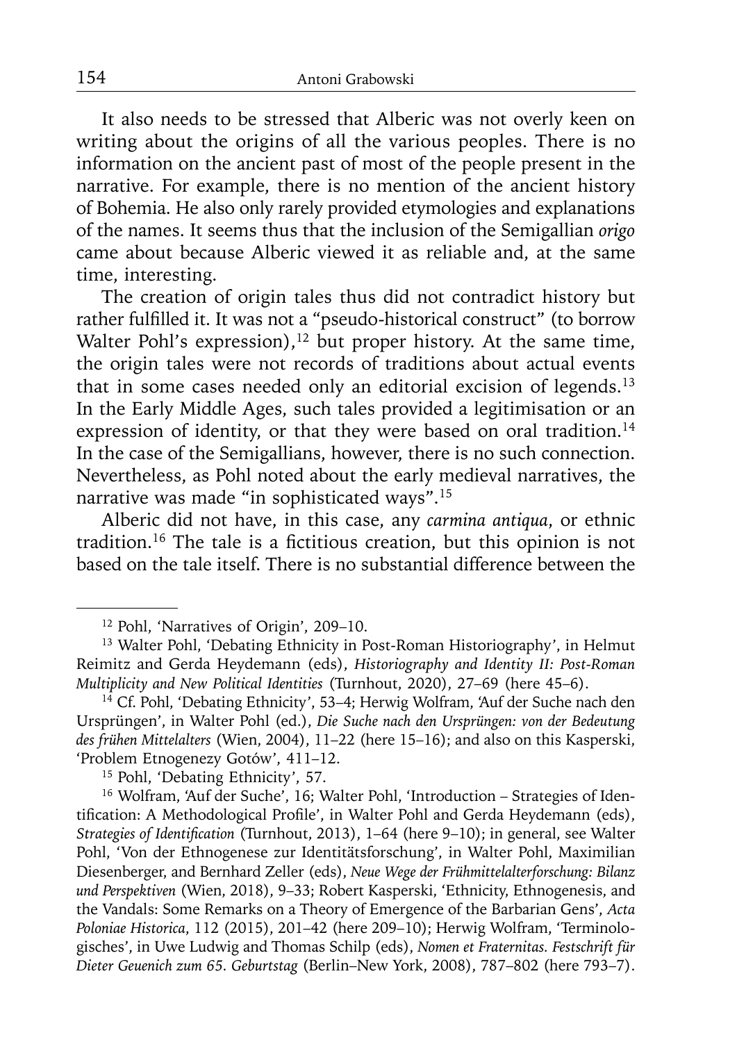It also needs to be stressed that Alberic was not overly keen on writing about the origins of all the various peoples. There is no information on the ancient past of most of the people present in the narrative. For example, there is no mention of the ancient history of Bohemia. He also only rarely provided etymologies and explanations of the names. It seems thus that the inclusion of the Semigallian *origo* came about because Alberic viewed it as reliable and, at the same time, interesting.

The creation of origin tales thus did not contradict history but rather fulfilled it. It was not a "pseudo-historical construct" (to borrow Walter Pohl's expression),[12] but proper history. At the same time, the origin tales were not records of traditions about actual events that in some cases needed only an editorial excision of legends.[13] In the Early Middle Ages, such tales provided a legitimisation or an expression of identity, or that they were based on oral tradition.[14] In the case of the Semigallians, however, there is no such connection. Nevertheless, as Pohl noted about the early medieval narratives, the narrative was made "in sophisticated ways".[15]

Alberic did not have, in this case, any *carmina antiqua*, or ethnic tradition.[16] The tale is a fictitious creation, but this opinion is not based on the tale itself. There is no substantial difference between the

---

[12] Pohl, 'Narratives of Origin', 209–10.

[13] Walter Pohl, 'Debating Ethnicity in Post-Roman Historiography', in Helmut Reimitz and Gerda Heydemann (eds), *Historiography and Identity II: Post-Roman Multiplicity and New Political Identities* (Turnhout, 2020), 27–69 (here 45–6).

[14] Cf. Pohl, 'Debating Ethnicity', 53–4; Herwig Wolfram, 'Auf der Suche nach den Ursprüngen', in Walter Pohl (ed.), *Die Suche nach den Ursprüngen: von der Bedeutung des frühen Mittelalters* (Wien, 2004), 11–22 (here 15–16); and also on this Kasperski, 'Problem Etnogenezy Gotów', 411–12.

[15] Pohl, 'Debating Ethnicity', 57.

[16] Wolfram, 'Auf der Suche', 16; Walter Pohl, 'Introduction – Strategies of Identification: A Methodological Profile', in Walter Pohl and Gerda Heydemann (eds), *Strategies of Identification* (Turnhout, 2013), 1–64 (here 9–10); in general, see Walter Pohl, 'Von der Ethnogenese zur Identitätsforschung', in Walter Pohl, Maximilian Diesenberger, and Bernhard Zeller (eds), *Neue Wege der Frühmittelalterforschung: Bilanz und Perspektiven* (Wien, 2018), 9–33; Robert Kasperski, 'Ethnicity, Ethnogenesis, and the Vandals: Some Remarks on a Theory of Emergence of the Barbarian Gens', *Acta Poloniae Historica*, 112 (2015), 201–42 (here 209–10); Herwig Wolfram, 'Terminologisches', in Uwe Ludwig and Thomas Schilp (eds), *Nomen et Fraternitas. Festschrift für Dieter Geuenich zum 65. Geburtstag* (Berlin–New York, 2008), 787–802 (here 793–7).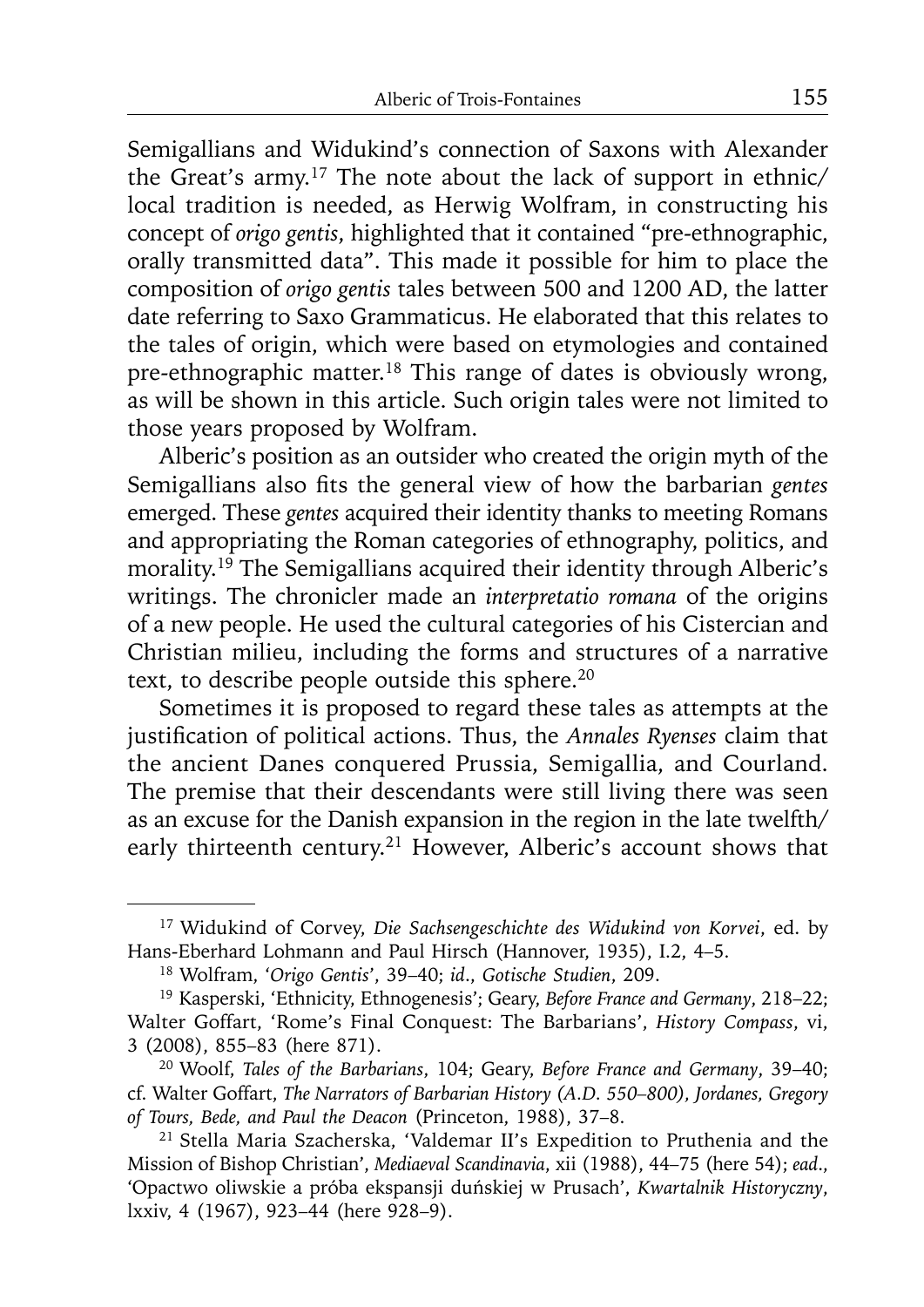Semigallians and Widukind's connection of Saxons with Alexander the Great's army.[17] The note about the lack of support in ethnic/local tradition is needed, as Herwig Wolfram, in constructing his concept of *origo gentis*, highlighted that it contained "pre-ethnographic, orally transmitted data". This made it possible for him to place the composition of *origo gentis* tales between 500 and 1200 AD, the latter date referring to Saxo Grammaticus. He elaborated that this relates to the tales of origin, which were based on etymologies and contained pre-ethnographic matter.[18] This range of dates is obviously wrong, as will be shown in this article. Such origin tales were not limited to those years proposed by Wolfram.

Alberic's position as an outsider who created the origin myth of the Semigallians also fits the general view of how the barbarian *gentes* emerged. These *gentes* acquired their identity thanks to meeting Romans and appropriating the Roman categories of ethnography, politics, and morality.[19] The Semigallians acquired their identity through Alberic's writings. The chronicler made an *interpretatio romana* of the origins of a new people. He used the cultural categories of his Cistercian and Christian milieu, including the forms and structures of a narrative text, to describe people outside this sphere.[20]

Sometimes it is proposed to regard these tales as attempts at the justification of political actions. Thus, the *Annales Ryenses* claim that the ancient Danes conquered Prussia, Semigallia, and Courland. The premise that their descendants were still living there was seen as an excuse for the Danish expansion in the region in the late twelfth/early thirteenth century.[21] However, Alberic's account shows that

---

[17] Widukind of Corvey, *Die Sachsengeschichte des Widukind von Korvei*, ed. by Hans-Eberhard Lohmann and Paul Hirsch (Hannover, 1935), I.2, 4–5.

[18] Wolfram, '*Origo Gentis*', 39–40; *id.*, *Gotische Studien*, 209.

[19] Kasperski, 'Ethnicity, Ethnogenesis'; Geary, *Before France and Germany*, 218–22; Walter Goffart, 'Rome's Final Conquest: The Barbarians', *History Compass*, vi, 3 (2008), 855–83 (here 871).

[20] Woolf, *Tales of the Barbarians*, 104; Geary, *Before France and Germany*, 39–40; cf. Walter Goffart, *The Narrators of Barbarian History (A.D. 550–800), Jordanes, Gregory of Tours, Bede, and Paul the Deacon* (Princeton, 1988), 37–8.

[21] Stella Maria Szacherska, 'Valdemar II's Expedition to Pruthenia and the Mission of Bishop Christian', *Mediaeval Scandinavia*, xii (1988), 44–75 (here 54); *ead.*, 'Opactwo oliwskie a próba ekspansji duńskiej w Prusach', *Kwartalnik Historyczny*, lxxiv, 4 (1967), 923–44 (here 928–9).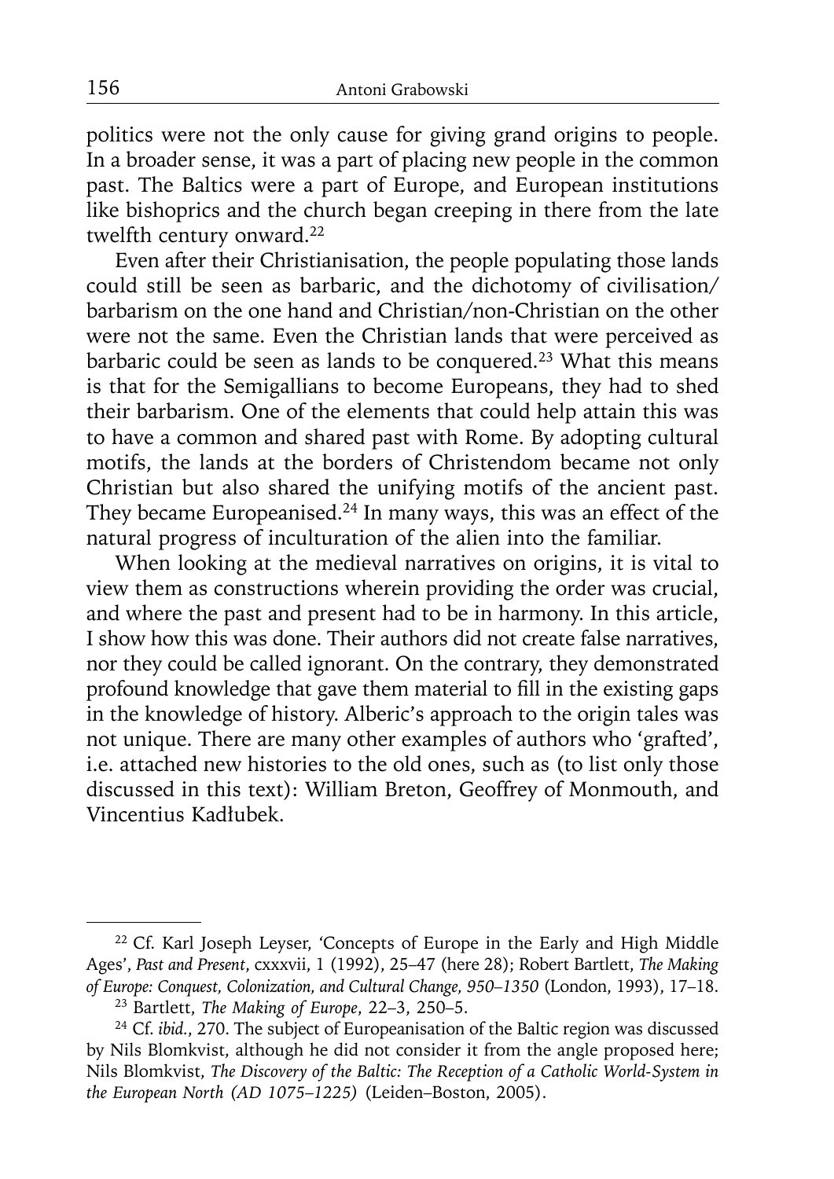politics were not the only cause for giving grand origins to people. In a broader sense, it was a part of placing new people in the common past. The Baltics were a part of Europe, and European institutions like bishoprics and the church began creeping in there from the late twelfth century onward.[22]

Even after their Christianisation, the people populating those lands could still be seen as barbaric, and the dichotomy of civilisation/barbarism on the one hand and Christian/non-Christian on the other were not the same. Even the Christian lands that were perceived as barbaric could be seen as lands to be conquered.[23] What this means is that for the Semigallians to become Europeans, they had to shed their barbarism. One of the elements that could help attain this was to have a common and shared past with Rome. By adopting cultural motifs, the lands at the borders of Christendom became not only Christian but also shared the unifying motifs of the ancient past. They became Europeanised.[24] In many ways, this was an effect of the natural progress of inculturation of the alien into the familiar.

When looking at the medieval narratives on origins, it is vital to view them as constructions wherein providing the order was crucial, and where the past and present had to be in harmony. In this article, I show how this was done. Their authors did not create false narratives, nor they could be called ignorant. On the contrary, they demonstrated profound knowledge that gave them material to fill in the existing gaps in the knowledge of history. Alberic's approach to the origin tales was not unique. There are many other examples of authors who 'grafted', i.e. attached new histories to the old ones, such as (to list only those discussed in this text): William Breton, Geoffrey of Monmouth, and Vincentius Kadłubek.

---

[22] Cf. Karl Joseph Leyser, 'Concepts of Europe in the Early and High Middle Ages', *Past and Present*, cxxxvii, 1 (1992), 25–47 (here 28); Robert Bartlett, *The Making of Europe: Conquest, Colonization, and Cultural Change, 950–1350* (London, 1993), 17–18.

[23] Bartlett, *The Making of Europe*, 22–3, 250–5.

[24] Cf. *ibid.*, 270. The subject of Europeanisation of the Baltic region was discussed by Nils Blomkvist, although he did not consider it from the angle proposed here; Nils Blomkvist, *The Discovery of the Baltic: The Reception of a Catholic World-System in the European North (AD 1075–1225)* (Leiden–Boston, 2005).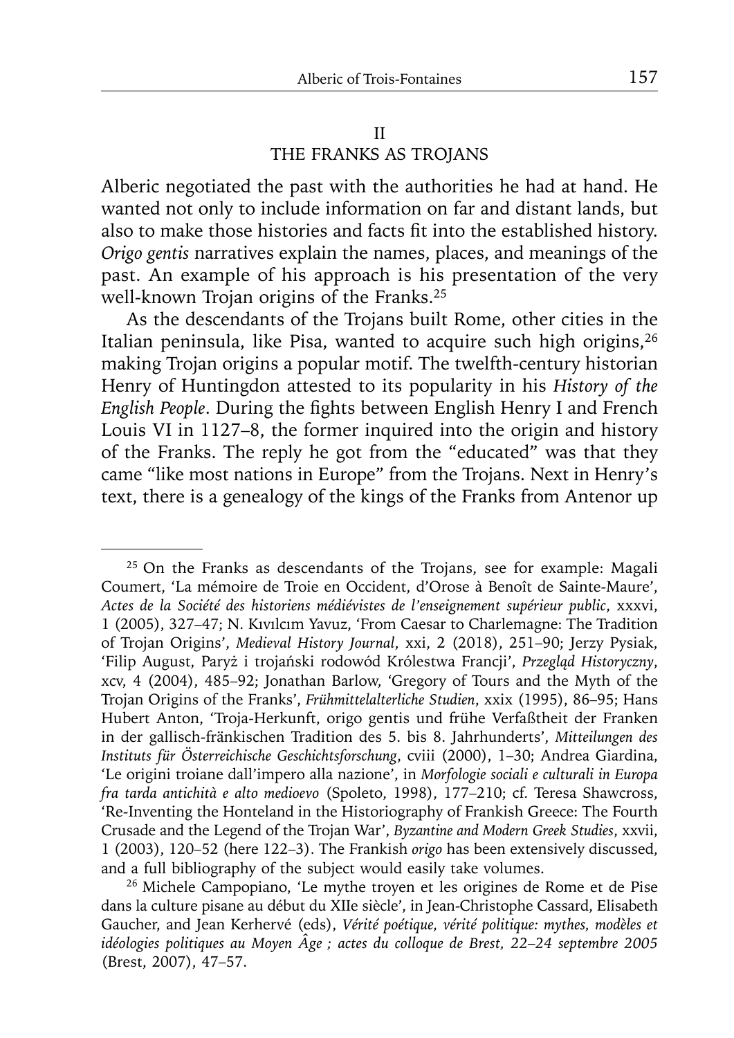## II
## THE FRANKS AS TROJANS

Alberic negotiated the past with the authorities he had at hand. He wanted not only to include information on far and distant lands, but also to make those histories and facts fit into the established history. *Origo gentis* narratives explain the names, places, and meanings of the past. An example of his approach is his presentation of the very well-known Trojan origins of the Franks.[25]

As the descendants of the Trojans built Rome, other cities in the Italian peninsula, like Pisa, wanted to acquire such high origins,[26] making Trojan origins a popular motif. The twelfth-century historian Henry of Huntingdon attested to its popularity in his *History of the English People*. During the fights between English Henry I and French Louis VI in 1127–8, the former inquired into the origin and history of the Franks. The reply he got from the "educated" was that they came "like most nations in Europe" from the Trojans. Next in Henry's text, there is a genealogy of the kings of the Franks from Antenor up

---

[25] On the Franks as descendants of the Trojans, see for example: Magali Coumert, 'La mémoire de Troie en Occident, d'Orose à Benoît de Sainte-Maure', *Actes de la Société des historiens médiévistes de l'enseignement supérieur public*, xxxvi, 1 (2005), 327–47; N. Kıvılcım Yavuz, 'From Caesar to Charlemagne: The Tradition of Trojan Origins', *Medieval History Journal*, xxi, 2 (2018), 251–90; Jerzy Pysiak, 'Filip August, Paryż i trojański rodowód Królestwa Francji', *Przegląd Historyczny*, xcv, 4 (2004), 485–92; Jonathan Barlow, 'Gregory of Tours and the Myth of the Trojan Origins of the Franks', *Frühmittelalterliche Studien*, xxix (1995), 86–95; Hans Hubert Anton, 'Troja-Herkunft, origo gentis und frühe Verfaßtheit der Franken in der gallisch-fränkischen Tradition des 5. bis 8. Jahrhunderts', *Mitteilungen des Instituts für Österreichische Geschichtsforschung*, cviii (2000), 1–30; Andrea Giardina, 'Le origini troiane dall'impero alla nazione', in *Morfologie sociali e culturali in Europa fra tarda antichità e alto medioevo* (Spoleto, 1998), 177–210; cf. Teresa Shawcross, 'Re-Inventing the Honteland in the Historiography of Frankish Greece: The Fourth Crusade and the Legend of the Trojan War', *Byzantine and Modern Greek Studies*, xxvii, 1 (2003), 120–52 (here 122–3). The Frankish *origo* has been extensively discussed, and a full bibliography of the subject would easily take volumes.

[26] Michele Campopiano, 'Le mythe troyen et les origines de Rome et de Pise dans la culture pisane au début du XIIe siècle', in Jean-Christophe Cassard, Elisabeth Gaucher, and Jean Kerhervé (eds), *Vérité poétique, vérité politique: mythes, modèles et idéologies politiques au Moyen Âge ; actes du colloque de Brest, 22–24 septembre 2005* (Brest, 2007), 47–57.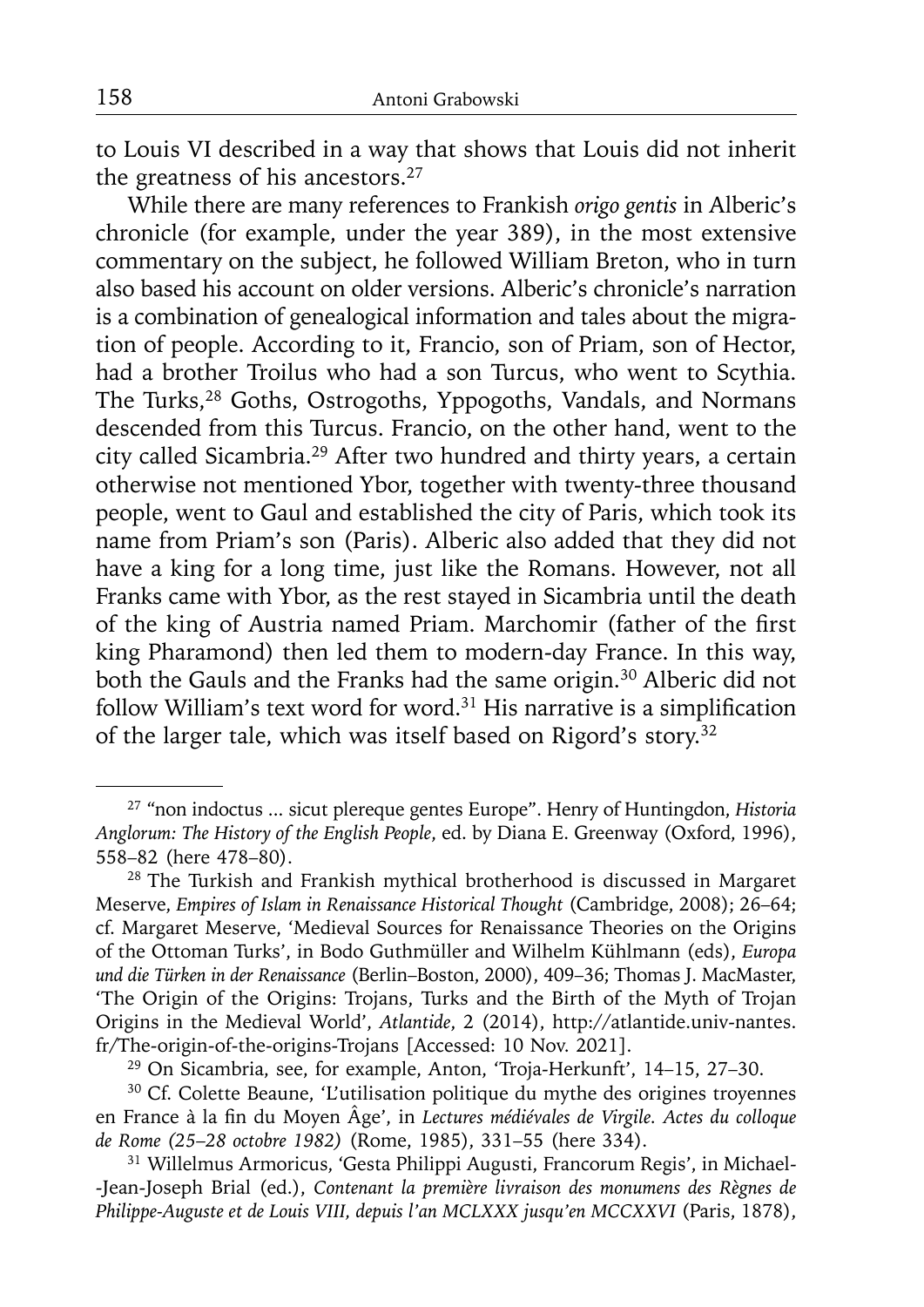to Louis VI described in a way that shows that Louis did not inherit the greatness of his ancestors.[27]

While there are many references to Frankish *origo gentis* in Alberic's chronicle (for example, under the year 389), in the most extensive commentary on the subject, he followed William Breton, who in turn also based his account on older versions. Alberic's chronicle's narration is a combination of genealogical information and tales about the migration of people. According to it, Francio, son of Priam, son of Hector, had a brother Troilus who had a son Turcus, who went to Scythia. The Turks,[28] Goths, Ostrogoths, Yppogoths, Vandals, and Normans descended from this Turcus. Francio, on the other hand, went to the city called Sicambria.[29] After two hundred and thirty years, a certain otherwise not mentioned Ybor, together with twenty-three thousand people, went to Gaul and established the city of Paris, which took its name from Priam's son (Paris). Alberic also added that they did not have a king for a long time, just like the Romans. However, not all Franks came with Ybor, as the rest stayed in Sicambria until the death of the king of Austria named Priam. Marchomir (father of the first king Pharamond) then led them to modern-day France. In this way, both the Gauls and the Franks had the same origin.[30] Alberic did not follow William's text word for word.[31] His narrative is a simplification of the larger tale, which was itself based on Rigord's story.[32]

---

[27] "non indoctus ... sicut plereque gentes Europe". Henry of Huntingdon, *Historia Anglorum: The History of the English People*, ed. by Diana E. Greenway (Oxford, 1996), 558–82 (here 478–80).

[28] The Turkish and Frankish mythical brotherhood is discussed in Margaret Meserve, *Empires of Islam in Renaissance Historical Thought* (Cambridge, 2008); 26–64; cf. Margaret Meserve, 'Medieval Sources for Renaissance Theories on the Origins of the Ottoman Turks', in Bodo Guthmüller and Wilhelm Kühlmann (eds), *Europa und die Türken in der Renaissance* (Berlin–Boston, 2000), 409–36; Thomas J. MacMaster, 'The Origin of the Origins: Trojans, Turks and the Birth of the Myth of Trojan Origins in the Medieval World', *Atlantide*, 2 (2014), http://atlantide.univ-nantes.fr/The-origin-of-the-origins-Trojans [Accessed: 10 Nov. 2021].

[29] On Sicambria, see, for example, Anton, 'Troja-Herkunft', 14–15, 27–30.

[30] Cf. Colette Beaune, 'L'utilisation politique du mythe des origines troyennes en France à la fin du Moyen Âge', in *Lectures médiévales de Virgile. Actes du colloque de Rome (25–28 octobre 1982)* (Rome, 1985), 331–55 (here 334).

[31] Willelmus Armoricus, 'Gesta Philippi Augusti, Francorum Regis', in Michael-Jean-Joseph Brial (ed.), *Contenant la première livraison des monumens des Règnes de Philippe-Auguste et de Louis VIII, depuis l'an MCLXXX jusqu'en MCCXXVI* (Paris, 1878),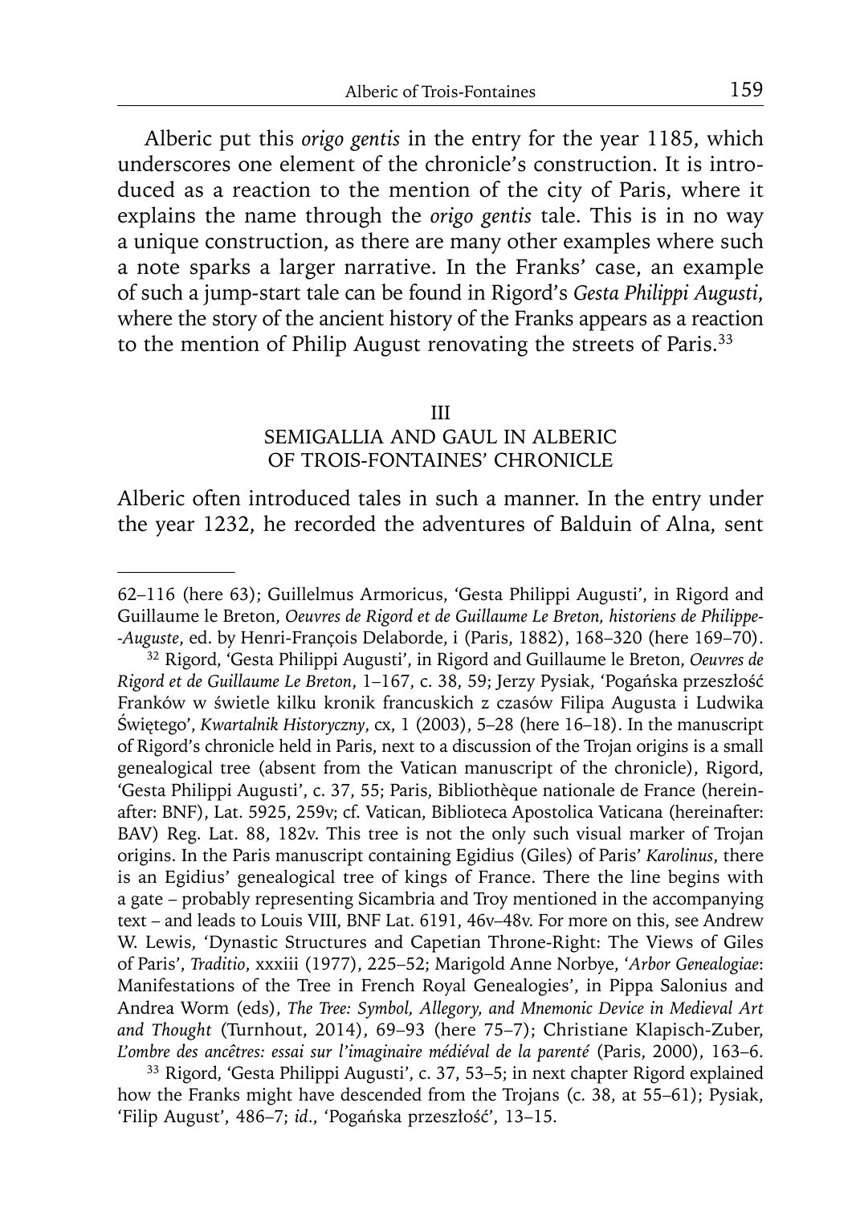Alberic put this *origo gentis* in the entry for the year 1185, which underscores one element of the chronicle's construction. It is introduced as a reaction to the mention of the city of Paris, where it explains the name through the *origo gentis* tale. This is in no way a unique construction, as there are many other examples where such a note sparks a larger narrative. In the Franks' case, an example of such a jump-start tale can be found in Rigord's *Gesta Philippi Augusti*, where the story of the ancient history of the Franks appears as a reaction to the mention of Philip August renovating the streets of Paris.[33]

## III
## SEMIGALLIA AND GAUL IN ALBERIC OF TROIS-FONTAINES' CHRONICLE

Alberic often introduced tales in such a manner. In the entry under the year 1232, he recorded the adventures of Balduin of Alna, sent

---

62–116 (here 63); Guillelmus Armoricus, 'Gesta Philippi Augusti', in Rigord and Guillaume le Breton, *Oeuvres de Rigord et de Guillaume Le Breton, historiens de Philippe--Auguste*, ed. by Henri-François Delaborde, i (Paris, 1882), 168–320 (here 169–70).

[32] Rigord, 'Gesta Philippi Augusti', in Rigord and Guillaume le Breton, *Oeuvres de Rigord et de Guillaume Le Breton*, 1–167, c. 38, 59; Jerzy Pysiak, 'Pogańska przeszłość Franków w świetle kilku kronik francuskich z czasów Filipa Augusta i Ludwika Świętego', *Kwartalnik Historyczny*, cx, 1 (2003), 5–28 (here 16–18). In the manuscript of Rigord's chronicle held in Paris, next to a discussion of the Trojan origins is a small genealogical tree (absent from the Vatican manuscript of the chronicle), Rigord, 'Gesta Philippi Augusti', c. 37, 55; Paris, Bibliothèque nationale de France (hereinafter: BNF), Lat. 5925, 259v; cf. Vatican, Biblioteca Apostolica Vaticana (hereinafter: BAV) Reg. Lat. 88, 182v. This tree is not the only such visual marker of Trojan origins. In the Paris manuscript containing Egidius (Giles) of Paris' *Karolinus*, there is an Egidius' genealogical tree of kings of France. There the line begins with a gate – probably representing Sicambria and Troy mentioned in the accompanying text – and leads to Louis VIII, BNF Lat. 6191, 46v–48v. For more on this, see Andrew W. Lewis, 'Dynastic Structures and Capetian Throne-Right: The Views of Giles of Paris', *Traditio*, xxxiii (1977), 225–52; Marigold Anne Norbye, '*Arbor Genealogiae*: Manifestations of the Tree in French Royal Genealogies', in Pippa Salonius and Andrea Worm (eds), *The Tree: Symbol, Allegory, and Mnemonic Device in Medieval Art and Thought* (Turnhout, 2014), 69–93 (here 75–7); Christiane Klapisch-Zuber, *L'ombre des ancêtres: essai sur l'imaginaire médiéval de la parenté* (Paris, 2000), 163–6.

[33] Rigord, 'Gesta Philippi Augusti', c. 37, 53–5; in next chapter Rigord explained how the Franks might have descended from the Trojans (c. 38, at 55–61); Pysiak, 'Filip August', 486–7; *id*., 'Pogańska przeszłość', 13–15.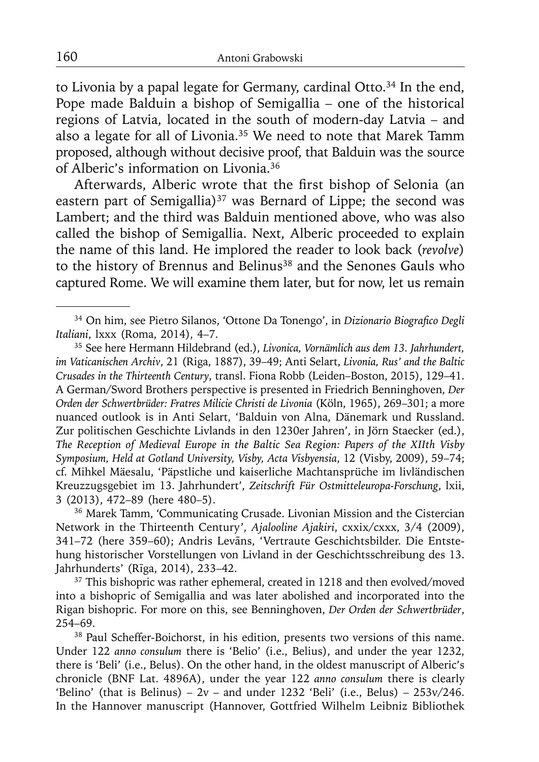to Livonia by a papal legate for Germany, cardinal Otto.[34] In the end, Pope made Balduin a bishop of Semigallia – one of the historical regions of Latvia, located in the south of modern-day Latvia – and also a legate for all of Livonia.[35] We need to note that Marek Tamm proposed, although without decisive proof, that Balduin was the source of Alberic's information on Livonia.[36]

Afterwards, Alberic wrote that the first bishop of Selonia (an eastern part of Semigallia)[37] was Bernard of Lippe; the second was Lambert; and the third was Balduin mentioned above, who was also called the bishop of Semigallia. Next, Alberic proceeded to explain the name of this land. He implored the reader to look back (*revolve*) to the history of Brennus and Belinus[38] and the Senones Gauls who captured Rome. We will examine them later, but for now, let us remain

---

[34] On him, see Pietro Silanos, 'Ottone Da Tonengo', in *Dizionario Biografico Degli Italiani*, lxxx (Roma, 2014), 4–7.

[35] See here Hermann Hildebrand (ed.), *Livonica, Vornämlich aus dem 13. Jahrhundert, im Vaticanischen Archiv*, 21 (Riga, 1887), 39–49; Anti Selart, *Livonia, Rus' and the Baltic Crusades in the Thirteenth Century*, transl. Fiona Robb (Leiden–Boston, 2015), 129–41. A German/Sword Brothers perspective is presented in Friedrich Benninghoven, *Der Orden der Schwertbrüder: Fratres Milicie Christi de Livonia* (Köln, 1965), 269–301; a more nuanced outlook is in Anti Selart, 'Balduin von Alna, Dänemark und Russland. Zur politischen Geschichte Livlands in den 1230er Jahren', in Jörn Staecker (ed.), *The Reception of Medieval Europe in the Baltic Sea Region: Papers of the XIIth Visby Symposium, Held at Gotland University, Visby, Acta Visbyensia*, 12 (Visby, 2009), 59–74; cf. Mihkel Mäesalu, 'Päpstliche und kaiserliche Machtansprüche im livländischen Kreuzzugsgebiet im 13. Jahrhundert', *Zeitschrift Für Ostmitteleuropa-Forschung*, lxii, 3 (2013), 472–89 (here 480–5).

[36] Marek Tamm, 'Communicating Crusade. Livonian Mission and the Cistercian Network in the Thirteenth Century', *Ajalooline Ajakiri*, cxxix/cxxx, 3/4 (2009), 341–72 (here 359–60); Andris Levāns, 'Vertraute Geschichtsbilder. Die Entstehung historischer Vorstellungen von Livland in der Geschichtsschreibung des 13. Jahrhunderts' (Rīga, 2014), 233–42.

[37] This bishopric was rather ephemeral, created in 1218 and then evolved/moved into a bishopric of Semigallia and was later abolished and incorporated into the Rigan bishopric. For more on this, see Benninghoven, *Der Orden der Schwertbrüder*, 254–69.

[38] Paul Scheffer-Boichorst, in his edition, presents two versions of this name. Under 122 *anno consulum* there is 'Belio' (i.e., Belius), and under the year 1232, there is 'Beli' (i.e., Belus). On the other hand, in the oldest manuscript of Alberic's chronicle (BNF Lat. 4896A), under the year 122 *anno consulum* there is clearly 'Belino' (that is Belinus) – 2v – and under 1232 'Beli' (i.e., Belus) – 253v/246. In the Hannover manuscript (Hannover, Gottfried Wilhelm Leibniz Bibliothek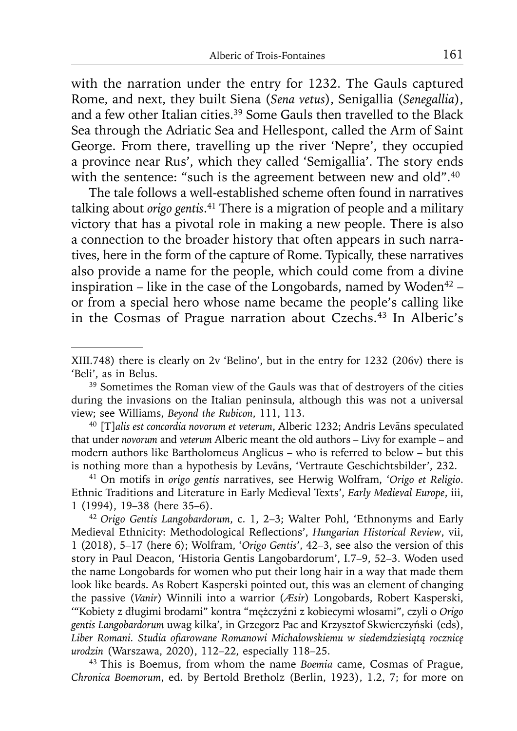with the narration under the entry for 1232. The Gauls captured Rome, and next, they built Siena (*Sena vetus*), Senigallia (*Senegallia*), and a few other Italian cities.[39] Some Gauls then travelled to the Black Sea through the Adriatic Sea and Hellespont, called the Arm of Saint George. From there, travelling up the river 'Nepre', they occupied a province near Rus', which they called 'Semigallia'. The story ends with the sentence: "such is the agreement between new and old".[40]

The tale follows a well-established scheme often found in narratives talking about *origo gentis*.[41] There is a migration of people and a military victory that has a pivotal role in making a new people. There is also a connection to the broader history that often appears in such narratives, here in the form of the capture of Rome. Typically, these narratives also provide a name for the people, which could come from a divine inspiration – like in the case of the Longobards, named by Woden[42] – or from a special hero whose name became the people's calling like in the Cosmas of Prague narration about Czechs.[43] In Alberic's

---

XIII.748) there is clearly on 2v 'Belino', but in the entry for 1232 (206v) there is 'Beli', as in Belus.

[39] Sometimes the Roman view of the Gauls was that of destroyers of the cities during the invasions on the Italian peninsula, although this was not a universal view; see Williams, *Beyond the Rubicon*, 111, 113.

[40] [T]*alis est concordia novorum et veterum*, Alberic 1232; Andris Levāns speculated that under *novorum* and *veterum* Alberic meant the old authors – Livy for example – and modern authors like Bartholomeus Anglicus – who is referred to below – but this is nothing more than a hypothesis by Levāns, 'Vertraute Geschichtsbilder', 232.

[41] On motifs in *origo gentis* narratives, see Herwig Wolfram, '*Origo et Religio*. Ethnic Traditions and Literature in Early Medieval Texts', *Early Medieval Europe*, iii, 1 (1994), 19–38 (here 35–6).

[42] *Origo Gentis Langobardorum*, c. 1, 2–3; Walter Pohl, 'Ethnonyms and Early Medieval Ethnicity: Methodological Reflections', *Hungarian Historical Review*, vii, 1 (2018), 5–17 (here 6); Wolfram, '*Origo Gentis*', 42–3, see also the version of this story in Paul Deacon, 'Historia Gentis Langobardorum', I.7–9, 52–3. Woden used the name Longobards for women who put their long hair in a way that made them look like beards. As Robert Kasperski pointed out, this was an element of changing the passive (*Vanir*) Winnili into a warrior (*Æsir*) Longobards, Robert Kasperski, '"Kobiety z długimi brodami" kontra "mężczyźni z kobiecymi włosami", czyli o *Origo gentis Langobardorum* uwag kilka', in Grzegorz Pac and Krzysztof Skwierczyński (eds), *Liber Romani. Studia ofiarowane Romanowi Michałowskiemu w siedemdziesiątą rocznicę urodzin* (Warszawa, 2020), 112–22, especially 118–25.

[43] This is Boemus, from whom the name *Boemia* came, Cosmas of Prague, *Chronica Boemorum*, ed. by Bertold Bretholz (Berlin, 1923), 1.2, 7; for more on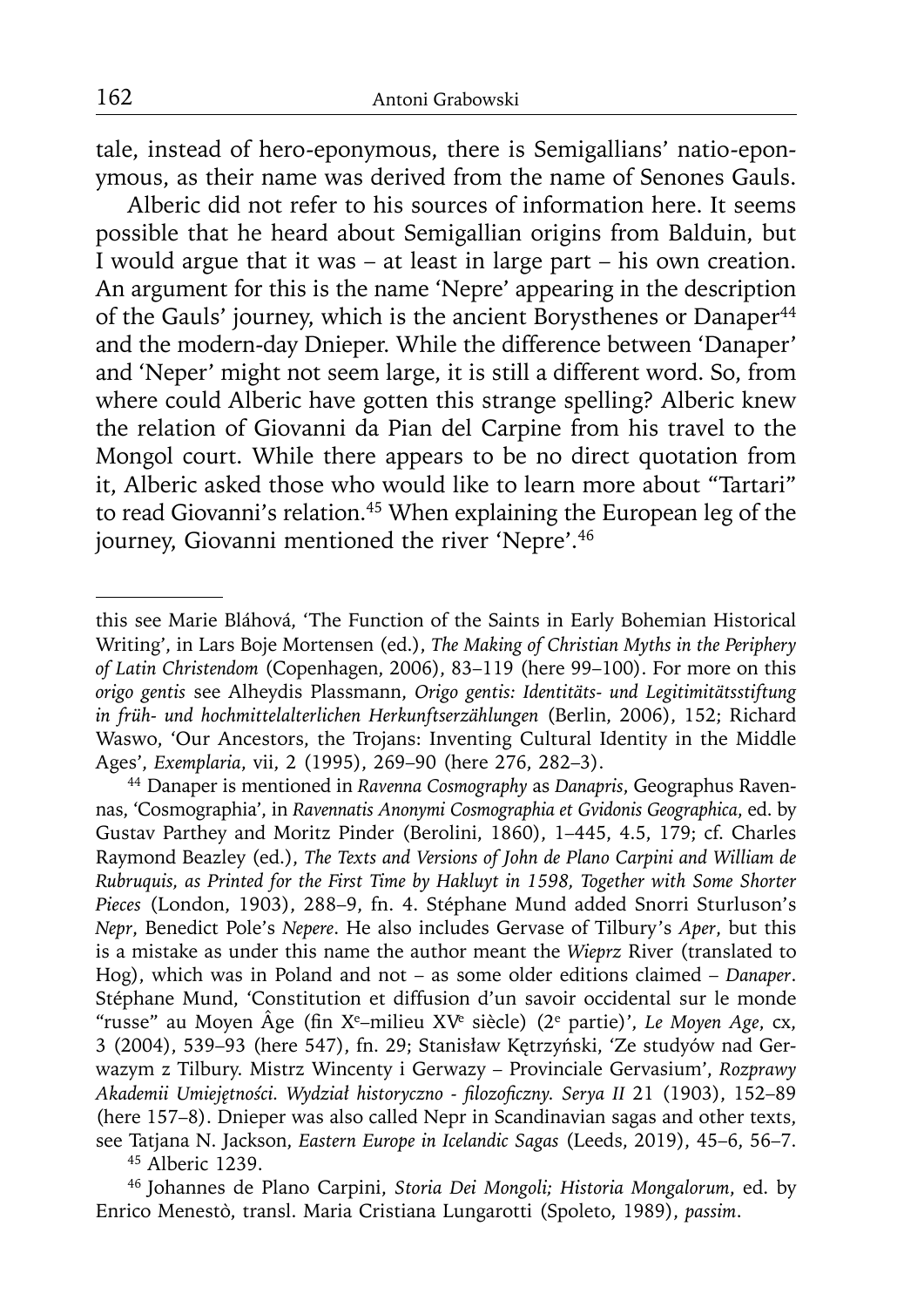tale, instead of hero-eponymous, there is Semigallians' natio-eponymous, as their name was derived from the name of Senones Gauls.

Alberic did not refer to his sources of information here. It seems possible that he heard about Semigallian origins from Balduin, but I would argue that it was – at least in large part – his own creation. An argument for this is the name 'Nepre' appearing in the description of the Gauls' journey, which is the ancient Borysthenes or Danaper[44] and the modern-day Dnieper. While the difference between 'Danaper' and 'Neper' might not seem large, it is still a different word. So, from where could Alberic have gotten this strange spelling? Alberic knew the relation of Giovanni da Pian del Carpine from his travel to the Mongol court. While there appears to be no direct quotation from it, Alberic asked those who would like to learn more about "Tartari" to read Giovanni's relation.[45] When explaining the European leg of the journey, Giovanni mentioned the river 'Nepre'.[46]

---

this see Marie Bláhová, 'The Function of the Saints in Early Bohemian Historical Writing', in Lars Boje Mortensen (ed.), *The Making of Christian Myths in the Periphery of Latin Christendom* (Copenhagen, 2006), 83–119 (here 99–100). For more on this *origo gentis* see Alheydis Plassmann, *Origo gentis: Identitäts- und Legitimitätsstiftung in früh- und hochmittelalterlichen Herkunftserzählungen* (Berlin, 2006), 152; Richard Waswo, 'Our Ancestors, the Trojans: Inventing Cultural Identity in the Middle Ages', *Exemplaria*, vii, 2 (1995), 269–90 (here 276, 282–3).

[44] Danaper is mentioned in *Ravenna Cosmography* as *Danapris*, Geographus Ravennas, 'Cosmographia', in *Ravennatis Anonymi Cosmographia et Gvidonis Geographica*, ed. by Gustav Parthey and Moritz Pinder (Berolini, 1860), 1–445, 4.5, 179; cf. Charles Raymond Beazley (ed.), *The Texts and Versions of John de Plano Carpini and William de Rubruquis, as Printed for the First Time by Hakluyt in 1598, Together with Some Shorter Pieces* (London, 1903), 288–9, fn. 4. Stéphane Mund added Snorri Sturluson's *Nepr*, Benedict Pole's *Nepere*. He also includes Gervase of Tilbury's *Aper*, but this is a mistake as under this name the author meant the *Wieprz* River (translated to Hog), which was in Poland and not – as some older editions claimed – *Danaper*. Stéphane Mund, 'Constitution et diffusion d'un savoir occidental sur le monde "russe" au Moyen Âge (fin Xe–milieu XVe siècle) (2e partie)', *Le Moyen Age*, cx, 3 (2004), 539–93 (here 547), fn. 29; Stanisław Kętrzyński, 'Ze studyów nad Gerwazym z Tilbury. Mistrz Wincenty i Gerwazy – Provinciale Gervasium', *Rozprawy Akademii Umiejętności. Wydział historyczno - filozoficzny. Serya II* 21 (1903), 152–89 (here 157–8). Dnieper was also called Nepr in Scandinavian sagas and other texts, see Tatjana N. Jackson, *Eastern Europe in Icelandic Sagas* (Leeds, 2019), 45–6, 56–7.

[45] Alberic 1239.

[46] Johannes de Plano Carpini, *Storia Dei Mongoli; Historia Mongalorum*, ed. by Enrico Menestò, transl. Maria Cristiana Lungarotti (Spoleto, 1989), *passim*.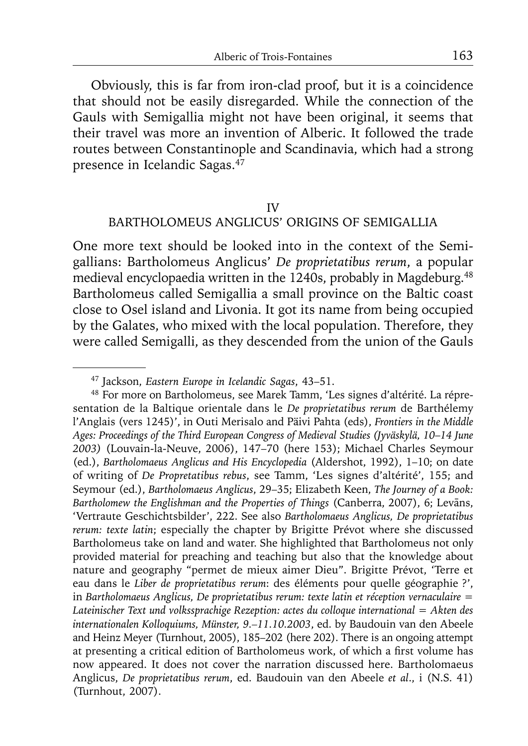Obviously, this is far from iron-clad proof, but it is a coincidence that should not be easily disregarded. While the connection of the Gauls with Semigallia might not have been original, it seems that their travel was more an invention of Alberic. It followed the trade routes between Constantinople and Scandinavia, which had a strong presence in Icelandic Sagas.[47]

## IV
## BARTHOLOMEUS ANGLICUS' ORIGINS OF SEMIGALLIA

One more text should be looked into in the context of the Semigallians: Bartholomeus Anglicus' *De proprietatibus rerum*, a popular medieval encyclopaedia written in the 1240s, probably in Magdeburg.[48] Bartholomeus called Semigallia a small province on the Baltic coast close to Osel island and Livonia. It got its name from being occupied by the Galates, who mixed with the local population. Therefore, they were called Semigalli, as they descended from the union of the Gauls

---

[47] Jackson, *Eastern Europe in Icelandic Sagas*, 43–51.

[48] For more on Bartholomeus, see Marek Tamm, 'Les signes d'altérité. La répresentation de la Baltique orientale dans le *De proprietatibus rerum* de Barthélemy l'Anglais (vers 1245)', in Outi Merisalo and Päivi Pahta (eds), *Frontiers in the Middle Ages: Proceedings of the Third European Congress of Medieval Studies (Jyväskylä, 10–14 June 2003)* (Louvain-la-Neuve, 2006), 147–70 (here 153); Michael Charles Seymour (ed.), *Bartholomaeus Anglicus and His Encyclopedia* (Aldershot, 1992), 1–10; on date of writing of *De Propretatibus rebus*, see Tamm, 'Les signes d'altérité', 155; and Seymour (ed.), *Bartholomaeus Anglicus*, 29–35; Elizabeth Keen, *The Journey of a Book: Bartholomew the Englishman and the Properties of Things* (Canberra, 2007), 6; Levāns, 'Vertraute Geschichtsbilder', 222. See also *Bartholomaeus Anglicus, De proprietatibus rerum: texte latin*; especially the chapter by Brigitte Prévot where she discussed Bartholomeus take on land and water. She highlighted that Bartholomeus not only provided material for preaching and teaching but also that the knowledge about nature and geography "permet de mieux aimer Dieu". Brigitte Prévot, 'Terre et eau dans le *Liber de proprietatibus rerum*: des éléments pour quelle géographie ?', in *Bartholomaeus Anglicus, De proprietatibus rerum: texte latin et réception vernaculaire = Lateinischer Text und volkssprachige Rezeption: actes du colloque international = Akten des internationalen Kolloquiums, Münster, 9.–11.10.2003*, ed. by Baudouin van den Abeele and Heinz Meyer (Turnhout, 2005), 185–202 (here 202). There is an ongoing attempt at presenting a critical edition of Bartholomeus work, of which a first volume has now appeared. It does not cover the narration discussed here. Bartholomaeus Anglicus, *De proprietatibus rerum*, ed. Baudouin van den Abeele *et al*., i (N.S. 41) (Turnhout, 2007).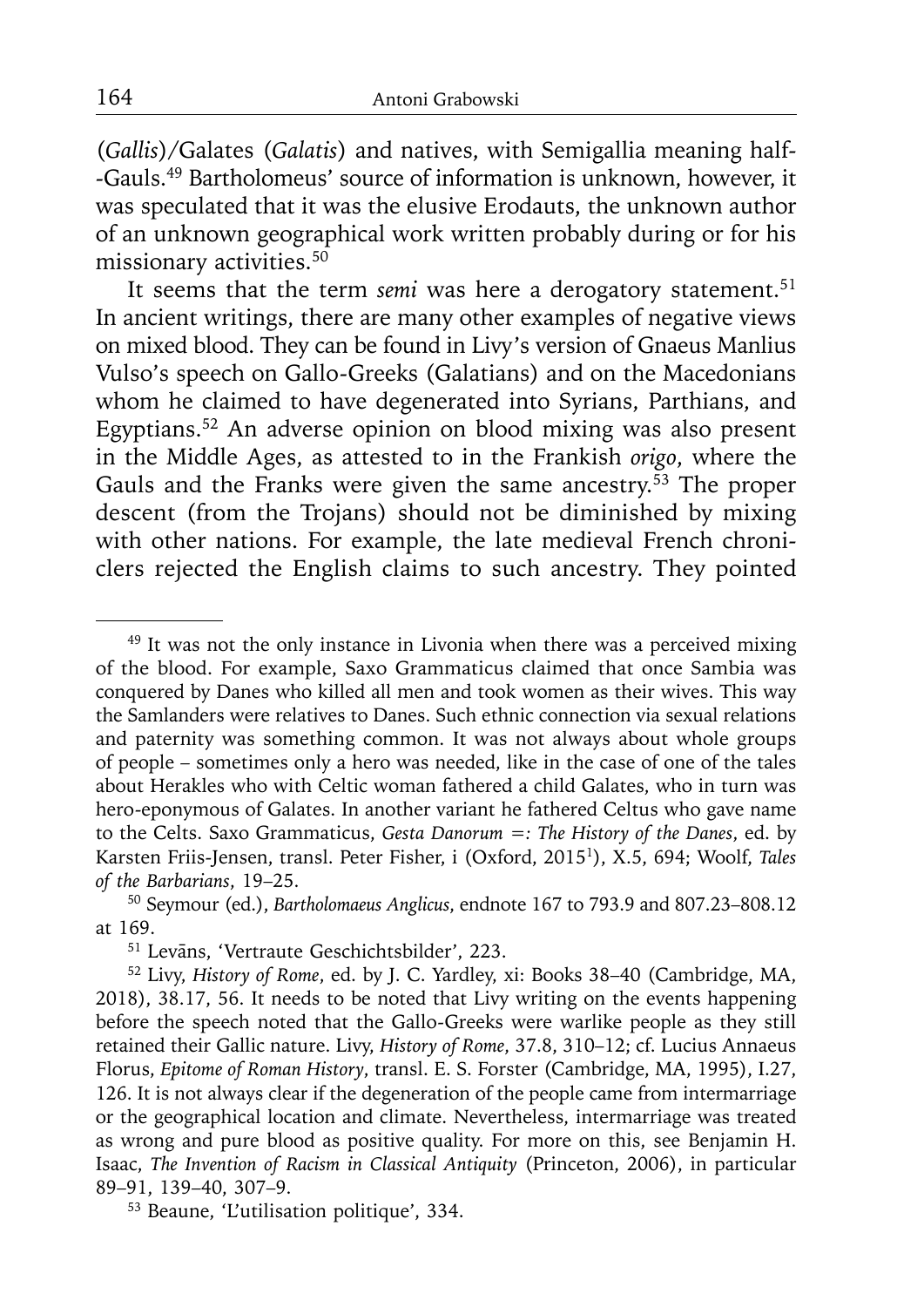(*Gallis*)/Galates (*Galatis*) and natives, with Semigallia meaning half--Gauls.[49] Bartholomeus' source of information is unknown, however, it was speculated that it was the elusive Erodauts, the unknown author of an unknown geographical work written probably during or for his missionary activities.[50]

It seems that the term *semi* was here a derogatory statement.[51] In ancient writings, there are many other examples of negative views on mixed blood. They can be found in Livy's version of Gnaeus Manlius Vulso's speech on Gallo-Greeks (Galatians) and on the Macedonians whom he claimed to have degenerated into Syrians, Parthians, and Egyptians.[52] An adverse opinion on blood mixing was also present in the Middle Ages, as attested to in the Frankish *origo*, where the Gauls and the Franks were given the same ancestry.[53] The proper descent (from the Trojans) should not be diminished by mixing with other nations. For example, the late medieval French chroniclers rejected the English claims to such ancestry. They pointed

---

[49] It was not the only instance in Livonia when there was a perceived mixing of the blood. For example, Saxo Grammaticus claimed that once Sambia was conquered by Danes who killed all men and took women as their wives. This way the Samlanders were relatives to Danes. Such ethnic connection via sexual relations and paternity was something common. It was not always about whole groups of people – sometimes only a hero was needed, like in the case of one of the tales about Herakles who with Celtic woman fathered a child Galates, who in turn was hero-eponymous of Galates. In another variant he fathered Celtus who gave name to the Celts. Saxo Grammaticus, *Gesta Danorum =: The History of the Danes*, ed. by Karsten Friis-Jensen, transl. Peter Fisher, i (Oxford, 2015[1]), X.5, 694; Woolf, *Tales of the Barbarians*, 19–25.

[50] Seymour (ed.), *Bartholomaeus Anglicus*, endnote 167 to 793.9 and 807.23–808.12 at 169.

[51] Levāns, 'Vertraute Geschichtsbilder', 223.

[52] Livy, *History of Rome*, ed. by J. C. Yardley, xi: Books 38–40 (Cambridge, MA, 2018), 38.17, 56. It needs to be noted that Livy writing on the events happening before the speech noted that the Gallo-Greeks were warlike people as they still retained their Gallic nature. Livy, *History of Rome*, 37.8, 310–12; cf. Lucius Annaeus Florus, *Epitome of Roman History*, transl. E. S. Forster (Cambridge, MA, 1995), I.27, 126. It is not always clear if the degeneration of the people came from intermarriage or the geographical location and climate. Nevertheless, intermarriage was treated as wrong and pure blood as positive quality. For more on this, see Benjamin H. Isaac, *The Invention of Racism in Classical Antiquity* (Princeton, 2006), in particular 89–91, 139–40, 307–9.

[53] Beaune, 'L'utilisation politique', 334.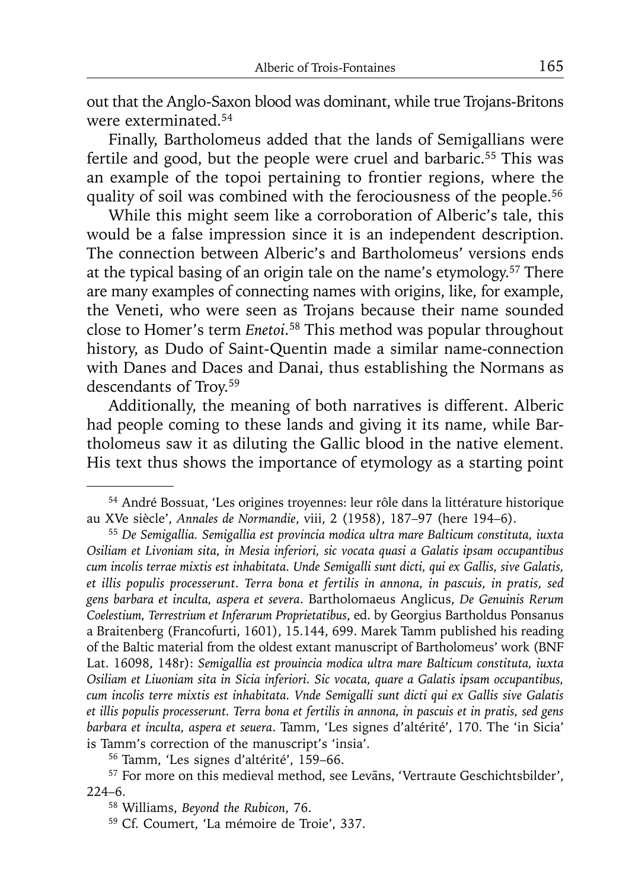out that the Anglo-Saxon blood was dominant, while true Trojans-Britons were exterminated.[54]

Finally, Bartholomeus added that the lands of Semigallians were fertile and good, but the people were cruel and barbaric.[55] This was an example of the topoi pertaining to frontier regions, where the quality of soil was combined with the ferociousness of the people.[56]

While this might seem like a corroboration of Alberic's tale, this would be a false impression since it is an independent description. The connection between Alberic's and Bartholomeus' versions ends at the typical basing of an origin tale on the name's etymology.[57] There are many examples of connecting names with origins, like, for example, the Veneti, who were seen as Trojans because their name sounded close to Homer's term *Enetoi*.[58] This method was popular throughout history, as Dudo of Saint-Quentin made a similar name-connection with Danes and Daces and Danai, thus establishing the Normans as descendants of Troy.[59]

Additionally, the meaning of both narratives is different. Alberic had people coming to these lands and giving it its name, while Bartholomeus saw it as diluting the Gallic blood in the native element. His text thus shows the importance of etymology as a starting point

---

[54] André Bossuat, 'Les origines troyennes: leur rôle dans la littérature historique au XVe siècle', *Annales de Normandie*, viii, 2 (1958), 187–97 (here 194–6).

[55] *De Semigallia. Semigallia est provincia modica ultra mare Balticum constituta, iuxta Osiliam et Livoniam sita, in Mesia inferiori, sic vocata quasi a Galatis ipsam occupantibus cum incolis terrae mixtis est inhabitata. Unde Semigalli sunt dicti, qui ex Gallis, sive Galatis, et illis populis processerunt. Terra bona et fertilis in annona, in pascuis, in pratis, sed gens barbara et inculta, aspera et severa*. Bartholomaeus Anglicus, *De Genuinis Rerum Coelestium, Terrestrium et Inferarum Proprietatibus*, ed. by Georgius Bartholdus Ponsanus a Braitenberg (Francofurti, 1601), 15.144, 699. Marek Tamm published his reading of the Baltic material from the oldest extant manuscript of Bartholomeus' work (BNF Lat. 16098, 148r): *Semigallia est prouincia modica ultra mare Balticum constituta, iuxta Osiliam et Liuoniam sita in Sicia inferiori. Sic vocata, quare a Galatis ipsam occupantibus, cum incolis terre mixtis est inhabitata. Vnde Semigalli sunt dicti qui ex Gallis sive Galatis et illis populis processerunt. Terra bona et fertilis in annona, in pascuis et in pratis, sed gens barbara et inculta, aspera et seuera*. Tamm, 'Les signes d'altérité', 170. The 'in Sicia' is Tamm's correction of the manuscript's 'insia'.

[56] Tamm, 'Les signes d'altérité', 159–66.

[57] For more on this medieval method, see Levāns, 'Vertraute Geschichtsbilder', 224–6.

[58] Williams, *Beyond the Rubicon*, 76.

[59] Cf. Coumert, 'La mémoire de Troie', 337.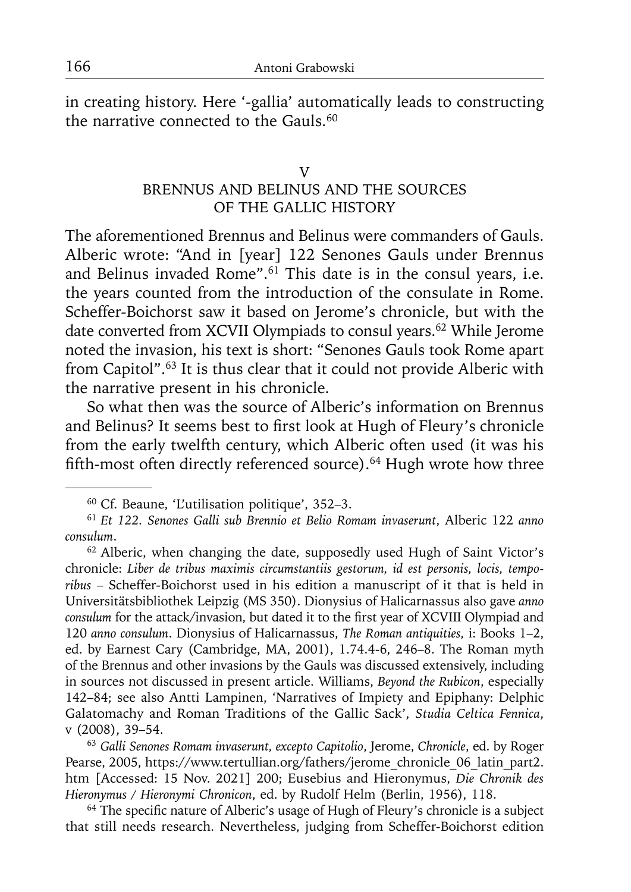in creating history. Here '-gallia' automatically leads to constructing the narrative connected to the Gauls.[60]

## V
## BRENNUS AND BELINUS AND THE SOURCES OF THE GALLIC HISTORY

The aforementioned Brennus and Belinus were commanders of Gauls. Alberic wrote: "And in [year] 122 Senones Gauls under Brennus and Belinus invaded Rome".[61] This date is in the consul years, i.e. the years counted from the introduction of the consulate in Rome. Scheffer-Boichorst saw it based on Jerome's chronicle, but with the date converted from XCVII Olympiads to consul years.[62] While Jerome noted the invasion, his text is short: "Senones Gauls took Rome apart from Capitol".[63] It is thus clear that it could not provide Alberic with the narrative present in his chronicle.

So what then was the source of Alberic's information on Brennus and Belinus? It seems best to first look at Hugh of Fleury's chronicle from the early twelfth century, which Alberic often used (it was his fifth-most often directly referenced source).[64] Hugh wrote how three

---

[60] Cf. Beaune, 'L'utilisation politique', 352–3.

[61] *Et 122. Senones Galli sub Brennio et Belio Romam invaserunt*, Alberic 122 *anno consulum*.

[62] Alberic, when changing the date, supposedly used Hugh of Saint Victor's chronicle: *Liber de tribus maximis circumstantiis gestorum, id est personis, locis, temporibus* – Scheffer-Boichorst used in his edition a manuscript of it that is held in Universitätsbibliothek Leipzig (MS 350). Dionysius of Halicarnassus also gave *anno consulum* for the attack/invasion, but dated it to the first year of XCVIII Olympiad and 120 *anno consulum*. Dionysius of Halicarnassus, *The Roman antiquities*, i: Books 1–2, ed. by Earnest Cary (Cambridge, MA, 2001), 1.74.4-6, 246–8. The Roman myth of the Brennus and other invasions by the Gauls was discussed extensively, including in sources not discussed in present article. Williams, *Beyond the Rubicon*, especially 142–84; see also Antti Lampinen, 'Narratives of Impiety and Epiphany: Delphic Galatomachy and Roman Traditions of the Gallic Sack', *Studia Celtica Fennica*, v (2008), 39–54.

[63] *Galli Senones Romam invaserunt, excepto Capitolio*, Jerome, *Chronicle*, ed. by Roger Pearse, 2005, https://www.tertullian.org/fathers/jerome_chronicle_06_latin_part2.htm [Accessed: 15 Nov. 2021] 200; Eusebius and Hieronymus, *Die Chronik des Hieronymus / Hieronymi Chronicon*, ed. by Rudolf Helm (Berlin, 1956), 118.

[64] The specific nature of Alberic's usage of Hugh of Fleury's chronicle is a subject that still needs research. Nevertheless, judging from Scheffer-Boichorst edition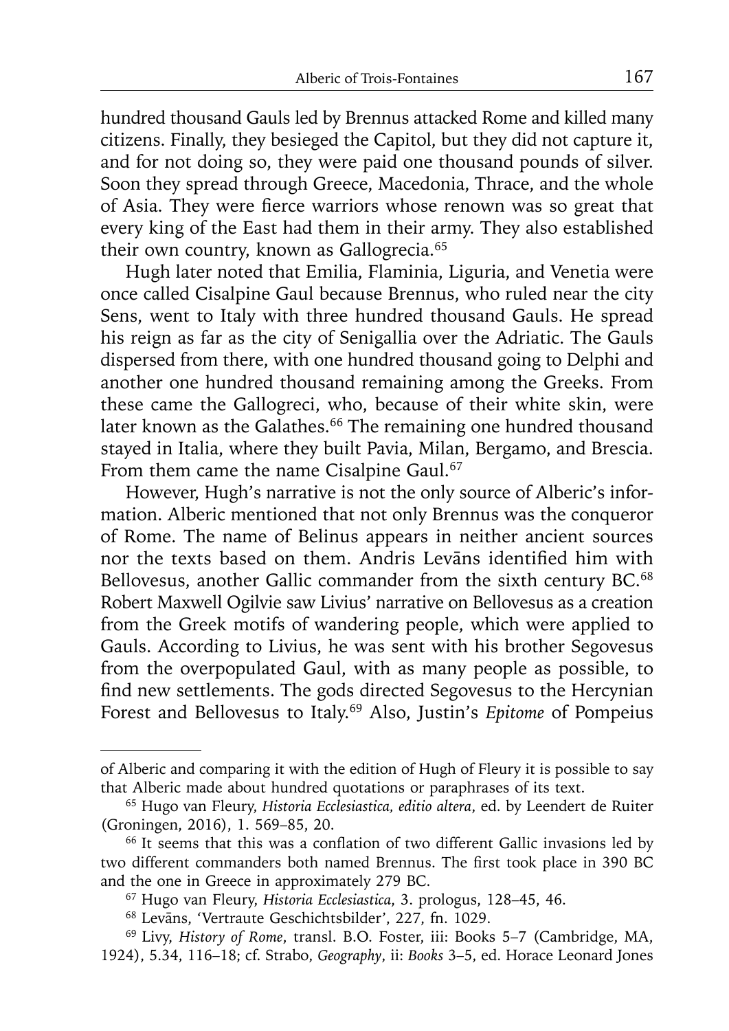hundred thousand Gauls led by Brennus attacked Rome and killed many citizens. Finally, they besieged the Capitol, but they did not capture it, and for not doing so, they were paid one thousand pounds of silver. Soon they spread through Greece, Macedonia, Thrace, and the whole of Asia. They were fierce warriors whose renown was so great that every king of the East had them in their army. They also established their own country, known as Gallogrecia.[65]

Hugh later noted that Emilia, Flaminia, Liguria, and Venetia were once called Cisalpine Gaul because Brennus, who ruled near the city Sens, went to Italy with three hundred thousand Gauls. He spread his reign as far as the city of Senigallia over the Adriatic. The Gauls dispersed from there, with one hundred thousand going to Delphi and another one hundred thousand remaining among the Greeks. From these came the Gallogreci, who, because of their white skin, were later known as the Galathes.[66] The remaining one hundred thousand stayed in Italia, where they built Pavia, Milan, Bergamo, and Brescia. From them came the name Cisalpine Gaul.[67]

However, Hugh's narrative is not the only source of Alberic's information. Alberic mentioned that not only Brennus was the conqueror of Rome. The name of Belinus appears in neither ancient sources nor the texts based on them. Andris Levāns identified him with Bellovesus, another Gallic commander from the sixth century BC.[68] Robert Maxwell Ogilvie saw Livius' narrative on Bellovesus as a creation from the Greek motifs of wandering people, which were applied to Gauls. According to Livius, he was sent with his brother Segovesus from the overpopulated Gaul, with as many people as possible, to find new settlements. The gods directed Segovesus to the Hercynian Forest and Bellovesus to Italy.[69] Also, Justin's *Epitome* of Pompeius

---

of Alberic and comparing it with the edition of Hugh of Fleury it is possible to say that Alberic made about hundred quotations or paraphrases of its text.

[65] Hugo van Fleury, *Historia Ecclesiastica, editio altera*, ed. by Leendert de Ruiter (Groningen, 2016), 1. 569–85, 20.

[66] It seems that this was a conflation of two different Gallic invasions led by two different commanders both named Brennus. The first took place in 390 BC and the one in Greece in approximately 279 BC.

[67] Hugo van Fleury, *Historia Ecclesiastica*, 3. prologus, 128–45, 46.

[68] Levāns, 'Vertraute Geschichtsbilder', 227, fn. 1029.

[69] Livy, *History of Rome*, transl. B.O. Foster, iii: Books 5–7 (Cambridge, MA, 1924), 5.34, 116–18; cf. Strabo, *Geography*, ii: *Books* 3–5, ed. Horace Leonard Jones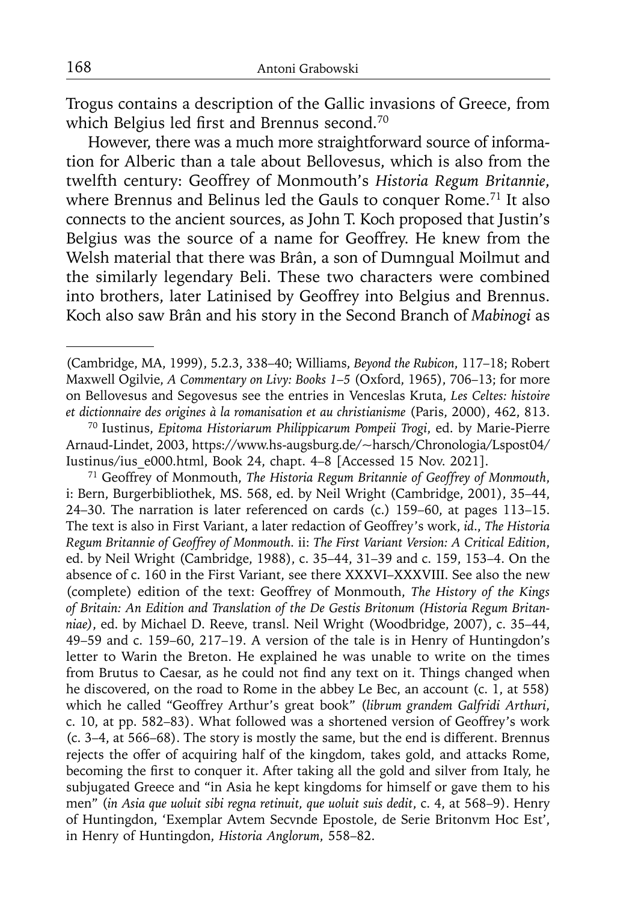Trogus contains a description of the Gallic invasions of Greece, from which Belgius led first and Brennus second.[70]

However, there was a much more straightforward source of information for Alberic than a tale about Bellovesus, which is also from the twelfth century: Geoffrey of Monmouth's *Historia Regum Britannie*, where Brennus and Belinus led the Gauls to conquer Rome.[71] It also connects to the ancient sources, as John T. Koch proposed that Justin's Belgius was the source of a name for Geoffrey. He knew from the Welsh material that there was Brân, a son of Dumngual Moilmut and the similarly legendary Beli. These two characters were combined into brothers, later Latinised by Geoffrey into Belgius and Brennus. Koch also saw Brân and his story in the Second Branch of *Mabinogi* as

---

(Cambridge, MA, 1999), 5.2.3, 338–40; Williams, *Beyond the Rubicon*, 117–18; Robert Maxwell Ogilvie, *A Commentary on Livy: Books 1–5* (Oxford, 1965), 706–13; for more on Bellovesus and Segovesus see the entries in Venceslas Kruta, *Les Celtes: histoire et dictionnaire des origines à la romanisation et au christianisme* (Paris, 2000), 462, 813.

[70] Iustinus, *Epitoma Historiarum Philippicarum Pompeii Trogi*, ed. by Marie-Pierre Arnaud-Lindet, 2003, https://www.hs-augsburg.de/~harsch/Chronologia/Lspost04/Iustinus/ius_e000.html, Book 24, chapt. 4–8 [Accessed 15 Nov. 2021].

[71] Geoffrey of Monmouth, *The Historia Regum Britannie of Geoffrey of Monmouth*, i: Bern, Burgerbibliothek, MS. 568, ed. by Neil Wright (Cambridge, 2001), 35–44, 24–30. The narration is later referenced on cards (c.) 159–60, at pages 113–15. The text is also in First Variant, a later redaction of Geoffrey's work, *id.*, *The Historia Regum Britannie of Geoffrey of Monmouth.* ii: *The First Variant Version: A Critical Edition*, ed. by Neil Wright (Cambridge, 1988), c. 35–44, 31–39 and c. 159, 153–4. On the absence of c. 160 in the First Variant, see there XXXVI–XXXVIII. See also the new (complete) edition of the text: Geoffrey of Monmouth, *The History of the Kings of Britain: An Edition and Translation of the De Gestis Britonum (Historia Regum Britanniae)*, ed. by Michael D. Reeve, transl. Neil Wright (Woodbridge, 2007), c. 35–44, 49–59 and c. 159–60, 217–19. A version of the tale is in Henry of Huntingdon's letter to Warin the Breton. He explained he was unable to write on the times from Brutus to Caesar, as he could not find any text on it. Things changed when he discovered, on the road to Rome in the abbey Le Bec, an account (c. 1, at 558) which he called "Geoffrey Arthur's great book" (*librum grandem Galfridi Arthuri*, c. 10, at pp. 582–83). What followed was a shortened version of Geoffrey's work (c. 3–4, at 566–68). The story is mostly the same, but the end is different. Brennus rejects the offer of acquiring half of the kingdom, takes gold, and attacks Rome, becoming the first to conquer it. After taking all the gold and silver from Italy, he subjugated Greece and "in Asia he kept kingdoms for himself or gave them to his men" (*in Asia que uoluit sibi regna retinuit, que uoluit suis dedit*, c. 4, at 568–9). Henry of Huntingdon, 'Exemplar Avtem Secvnde Epostole, de Serie Britonvm Hoc Est', in Henry of Huntingdon, *Historia Anglorum*, 558–82.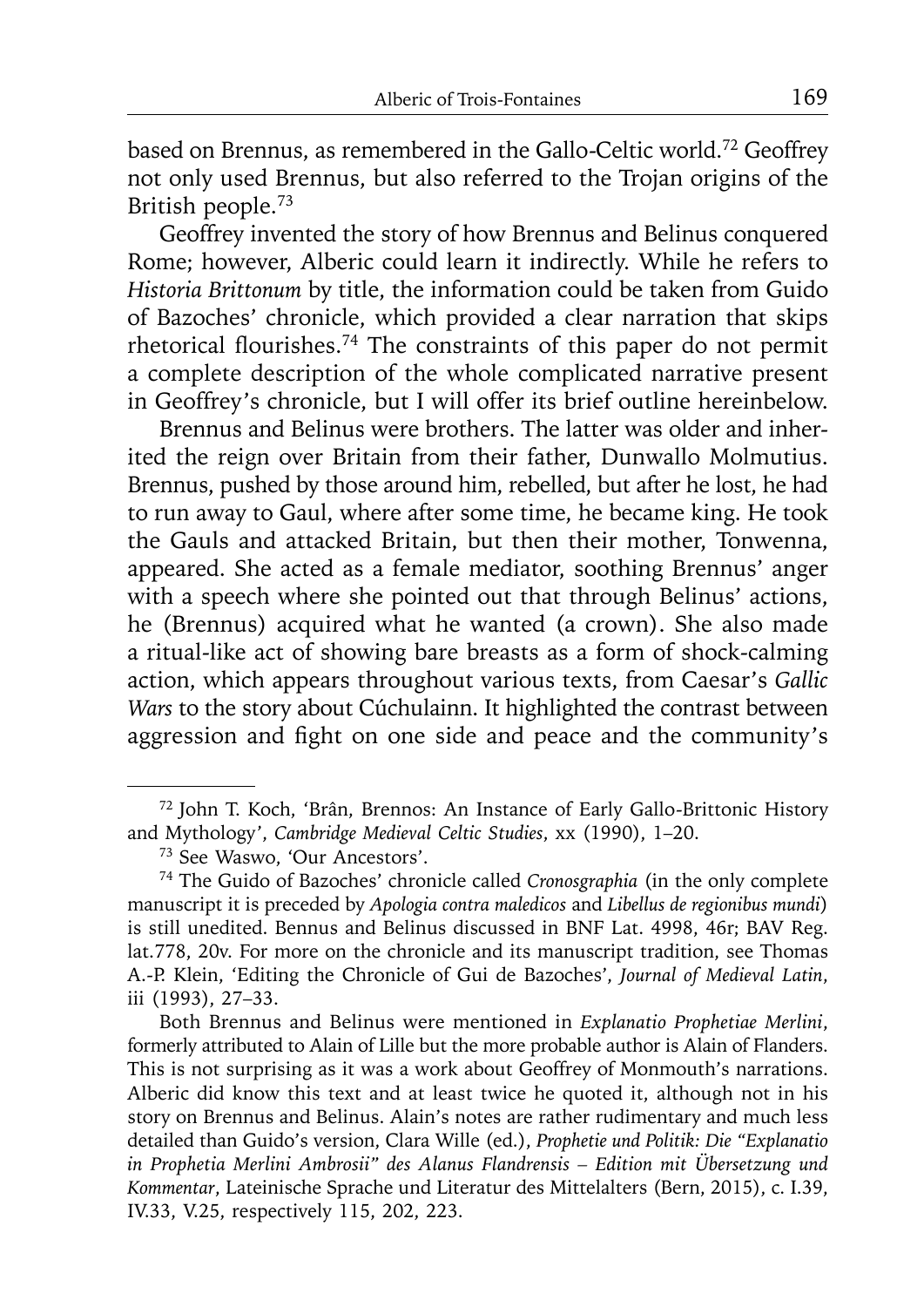based on Brennus, as remembered in the Gallo-Celtic world.[72] Geoffrey not only used Brennus, but also referred to the Trojan origins of the British people.[73]

Geoffrey invented the story of how Brennus and Belinus conquered Rome; however, Alberic could learn it indirectly. While he refers to *Historia Brittonum* by title, the information could be taken from Guido of Bazoches' chronicle, which provided a clear narration that skips rhetorical flourishes.[74] The constraints of this paper do not permit a complete description of the whole complicated narrative present in Geoffrey's chronicle, but I will offer its brief outline hereinbelow.

Brennus and Belinus were brothers. The latter was older and inherited the reign over Britain from their father, Dunwallo Molmutius. Brennus, pushed by those around him, rebelled, but after he lost, he had to run away to Gaul, where after some time, he became king. He took the Gauls and attacked Britain, but then their mother, Tonwenna, appeared. She acted as a female mediator, soothing Brennus' anger with a speech where she pointed out that through Belinus' actions, he (Brennus) acquired what he wanted (a crown). She also made a ritual-like act of showing bare breasts as a form of shock-calming action, which appears throughout various texts, from Caesar's *Gallic Wars* to the story about Cúchulainn. It highlighted the contrast between aggression and fight on one side and peace and the community's

---

[72] John T. Koch, 'Brân, Brennos: An Instance of Early Gallo-Brittonic History and Mythology', *Cambridge Medieval Celtic Studies*, xx (1990), 1–20.

[73] See Waswo, 'Our Ancestors'.

[74] The Guido of Bazoches' chronicle called *Cronosgraphia* (in the only complete manuscript it is preceded by *Apologia contra maledicos* and *Libellus de regionibus mundi*) is still unedited. Bennus and Belinus discussed in BNF Lat. 4998, 46r; BAV Reg. lat.778, 20v. For more on the chronicle and its manuscript tradition, see Thomas A.-P. Klein, 'Editing the Chronicle of Gui de Bazoches', *Journal of Medieval Latin*, iii (1993), 27–33.

Both Brennus and Belinus were mentioned in *Explanatio Prophetiae Merlini*, formerly attributed to Alain of Lille but the more probable author is Alain of Flanders. This is not surprising as it was a work about Geoffrey of Monmouth's narrations. Alberic did know this text and at least twice he quoted it, although not in his story on Brennus and Belinus. Alain's notes are rather rudimentary and much less detailed than Guido's version, Clara Wille (ed.), *Prophetie und Politik: Die "Explanatio in Prophetia Merlini Ambrosii" des Alanus Flandrensis – Edition mit Übersetzung und Kommentar*, Lateinische Sprache und Literatur des Mittelalters (Bern, 2015), c. I.39, IV.33, V.25, respectively 115, 202, 223.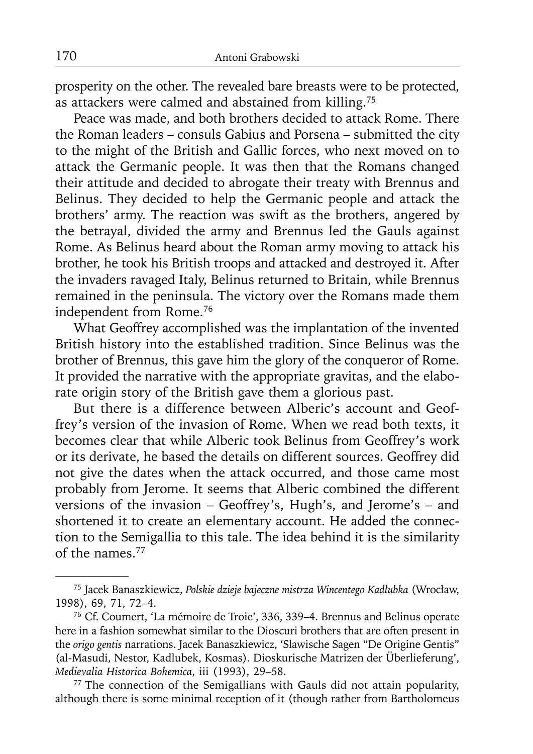prosperity on the other. The revealed bare breasts were to be protected, as attackers were calmed and abstained from killing.[75]

Peace was made, and both brothers decided to attack Rome. There the Roman leaders – consuls Gabius and Porsena – submitted the city to the might of the British and Gallic forces, who next moved on to attack the Germanic people. It was then that the Romans changed their attitude and decided to abrogate their treaty with Brennus and Belinus. They decided to help the Germanic people and attack the brothers' army. The reaction was swift as the brothers, angered by the betrayal, divided the army and Brennus led the Gauls against Rome. As Belinus heard about the Roman army moving to attack his brother, he took his British troops and attacked and destroyed it. After the invaders ravaged Italy, Belinus returned to Britain, while Brennus remained in the peninsula. The victory over the Romans made them independent from Rome.[76]

What Geoffrey accomplished was the implantation of the invented British history into the established tradition. Since Belinus was the brother of Brennus, this gave him the glory of the conqueror of Rome. It provided the narrative with the appropriate gravitas, and the elaborate origin story of the British gave them a glorious past.

But there is a difference between Alberic's account and Geoffrey's version of the invasion of Rome. When we read both texts, it becomes clear that while Alberic took Belinus from Geoffrey's work or its derivate, he based the details on different sources. Geoffrey did not give the dates when the attack occurred, and those came most probably from Jerome. It seems that Alberic combined the different versions of the invasion – Geoffrey's, Hugh's, and Jerome's – and shortened it to create an elementary account. He added the connection to the Semigallia to this tale. The idea behind it is the similarity of the names.[77]

---

[75] Jacek Banaszkiewicz, *Polskie dzieje bajeczne mistrza Wincentego Kadłubka* (Wrocław, 1998), 69, 71, 72–4.

[76] Cf. Coumert, 'La mémoire de Troie', 336, 339–4. Brennus and Belinus operate here in a fashion somewhat similar to the Dioscuri brothers that are often present in the *origo gentis* narrations. Jacek Banaszkiewicz, 'Slawische Sagen "De Origine Gentis" (al-Masudi, Nestor, Kadlubek, Kosmas). Dioskurische Matrizen der Überlieferung', *Medievalia Historica Bohemica*, iii (1993), 29–58.

[77] The connection of the Semigallians with Gauls did not attain popularity, although there is some minimal reception of it (though rather from Bartholomeus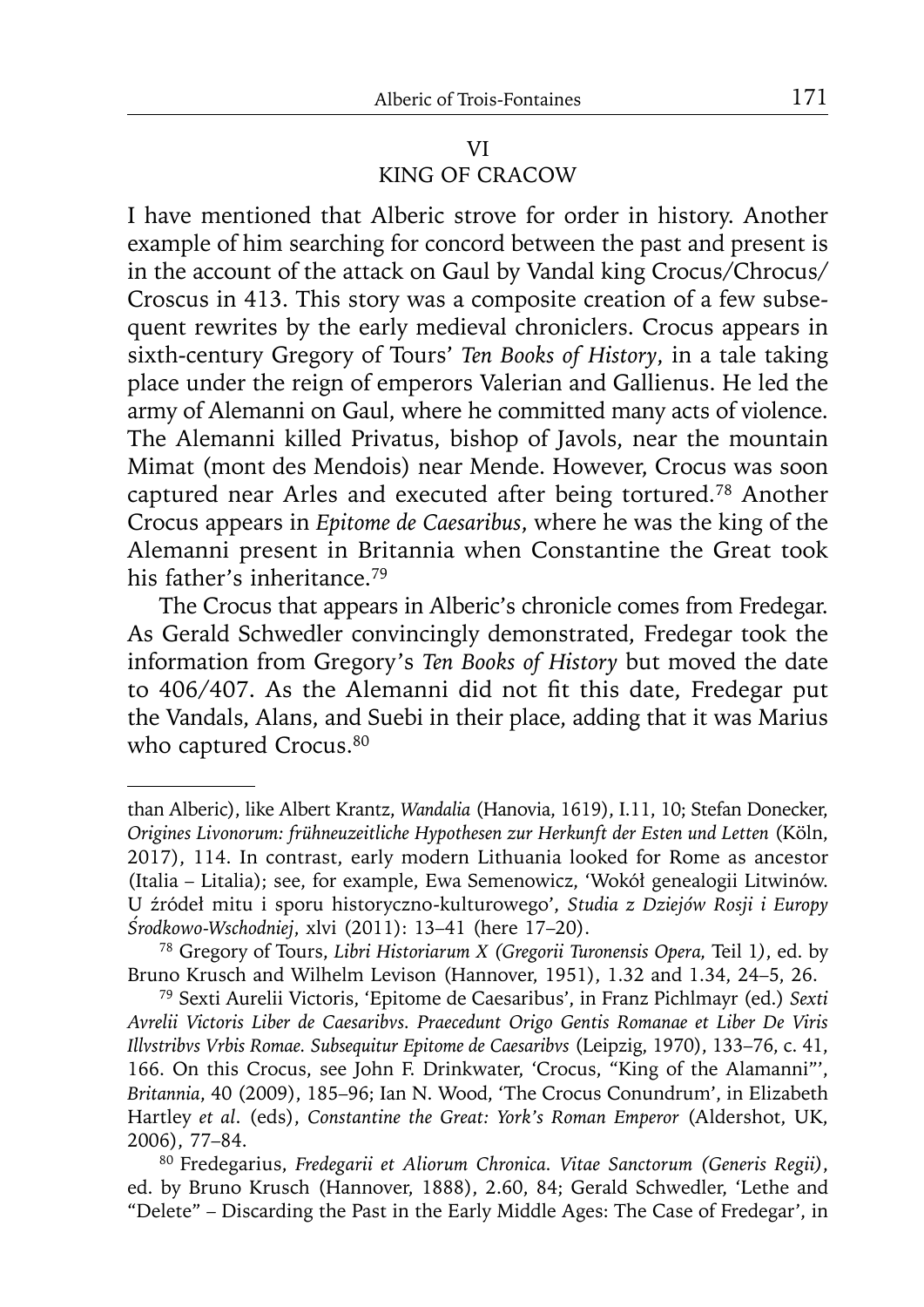## VI
## KING OF CRACOW

I have mentioned that Alberic strove for order in history. Another example of him searching for concord between the past and present is in the account of the attack on Gaul by Vandal king Crocus/Chrocus/Croscus in 413. This story was a composite creation of a few subsequent rewrites by the early medieval chroniclers. Crocus appears in sixth-century Gregory of Tours' *Ten Books of History*, in a tale taking place under the reign of emperors Valerian and Gallienus. He led the army of Alemanni on Gaul, where he committed many acts of violence. The Alemanni killed Privatus, bishop of Javols, near the mountain Mimat (mont des Mendois) near Mende. However, Crocus was soon captured near Arles and executed after being tortured.[78] Another Crocus appears in *Epitome de Caesaribus*, where he was the king of the Alemanni present in Britannia when Constantine the Great took his father's inheritance.[79]

The Crocus that appears in Alberic's chronicle comes from Fredegar. As Gerald Schwedler convincingly demonstrated, Fredegar took the information from Gregory's *Ten Books of History* but moved the date to 406/407. As the Alemanni did not fit this date, Fredegar put the Vandals, Alans, and Suebi in their place, adding that it was Marius who captured Crocus.[80]

---

than Alberic), like Albert Krantz, *Wandalia* (Hanovia, 1619), I.11, 10; Stefan Donecker, *Origines Livonorum: frühneuzeitliche Hypothesen zur Herkunft der Esten und Letten* (Köln, 2017), 114. In contrast, early modern Lithuania looked for Rome as ancestor (Italia – Litalia); see, for example, Ewa Semenowicz, 'Wokół genealogii Litwinów. U źródeł mitu i sporu historyczno-kulturowego', *Studia z Dziejów Rosji i Europy Środkowo-Wschodniej*, xlvi (2011): 13–41 (here 17–20).

[78] Gregory of Tours, *Libri Historiarum X (Gregorii Turonensis Opera,* Teil 1*)*, ed. by Bruno Krusch and Wilhelm Levison (Hannover, 1951), 1.32 and 1.34, 24–5, 26.

[79] Sexti Aurelii Victoris, 'Epitome de Caesaribus', in Franz Pichlmayr (ed.) *Sexti Avrelii Victoris Liber de Caesaribvs. Praecedunt Origo Gentis Romanae et Liber De Viris Illvstribvs Vrbis Romae. Subsequitur Epitome de Caesaribvs* (Leipzig, 1970), 133–76, c. 41, 166. On this Crocus, see John F. Drinkwater, 'Crocus, "King of the Alamanni"', *Britannia*, 40 (2009), 185–96; Ian N. Wood, 'The Crocus Conundrum', in Elizabeth Hartley *et al*. (eds), *Constantine the Great: York's Roman Emperor* (Aldershot, UK, 2006), 77–84.

[80] Fredegarius, *Fredegarii et Aliorum Chronica. Vitae Sanctorum (Generis Regii)*, ed. by Bruno Krusch (Hannover, 1888), 2.60, 84; Gerald Schwedler, 'Lethe and "Delete" – Discarding the Past in the Early Middle Ages: The Case of Fredegar', in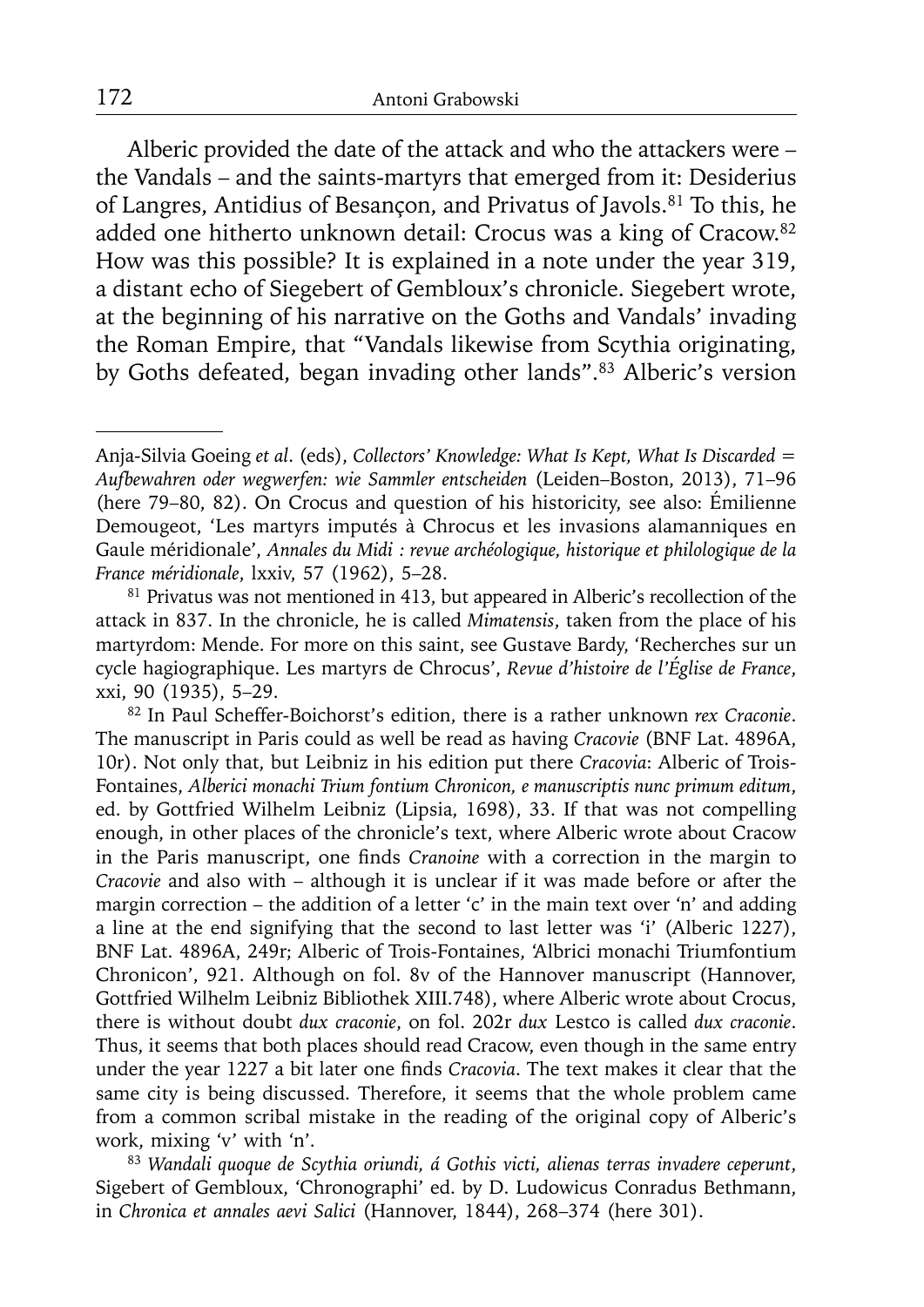Alberic provided the date of the attack and who the attackers were – the Vandals – and the saints-martyrs that emerged from it: Desiderius of Langres, Antidius of Besançon, and Privatus of Javols.[81] To this, he added one hitherto unknown detail: Crocus was a king of Cracow.[82] How was this possible? It is explained in a note under the year 319, a distant echo of Siegebert of Gembloux's chronicle. Siegebert wrote, at the beginning of his narrative on the Goths and Vandals' invading the Roman Empire, that "Vandals likewise from Scythia originating, by Goths defeated, began invading other lands".[83] Alberic's version

---

Anja-Silvia Goeing *et al.* (eds), *Collectors' Knowledge: What Is Kept, What Is Discarded = Aufbewahren oder wegwerfen: wie Sammler entscheiden* (Leiden–Boston, 2013), 71–96 (here 79–80, 82). On Crocus and question of his historicity, see also: Émilienne Demougeot, 'Les martyrs imputés à Chrocus et les invasions alamanniques en Gaule méridionale', *Annales du Midi : revue archéologique, historique et philologique de la France méridionale*, lxxiv, 57 (1962), 5–28.

[81] Privatus was not mentioned in 413, but appeared in Alberic's recollection of the attack in 837. In the chronicle, he is called *Mimatensis*, taken from the place of his martyrdom: Mende. For more on this saint, see Gustave Bardy, 'Recherches sur un cycle hagiographique. Les martyrs de Chrocus', *Revue d'histoire de l'Église de France*, xxi, 90 (1935), 5–29.

[82] In Paul Scheffer-Boichorst's edition, there is a rather unknown *rex Craconie*. The manuscript in Paris could as well be read as having *Cracovie* (BNF Lat. 4896A, 10r). Not only that, but Leibniz in his edition put there *Cracovia*: Alberic of Trois-Fontaines, *Alberici monachi Trium fontium Chronicon, e manuscriptis nunc primum editum*, ed. by Gottfried Wilhelm Leibniz (Lipsia, 1698), 33. If that was not compelling enough, in other places of the chronicle's text, where Alberic wrote about Cracow in the Paris manuscript, one finds *Cranoine* with a correction in the margin to *Cracovie* and also with – although it is unclear if it was made before or after the margin correction – the addition of a letter 'c' in the main text over 'n' and adding a line at the end signifying that the second to last letter was 'i' (Alberic 1227), BNF Lat. 4896A, 249r; Alberic of Trois-Fontaines, 'Albrici monachi Triumfontium Chronicon', 921. Although on fol. 8v of the Hannover manuscript (Hannover, Gottfried Wilhelm Leibniz Bibliothek XIII.748), where Alberic wrote about Crocus, there is without doubt *dux craconie*, on fol. 202r *dux* Lestco is called *dux craconie*. Thus, it seems that both places should read Cracow, even though in the same entry under the year 1227 a bit later one finds *Cracovia*. The text makes it clear that the same city is being discussed. Therefore, it seems that the whole problem came from a common scribal mistake in the reading of the original copy of Alberic's work, mixing 'v' with 'n'.

[83] *Wandali quoque de Scythia oriundi, á Gothis victi, alienas terras invadere ceperunt*, Sigebert of Gembloux, 'Chronographi' ed. by D. Ludowicus Conradus Bethmann, in *Chronica et annales aevi Salici* (Hannover, 1844), 268–374 (here 301).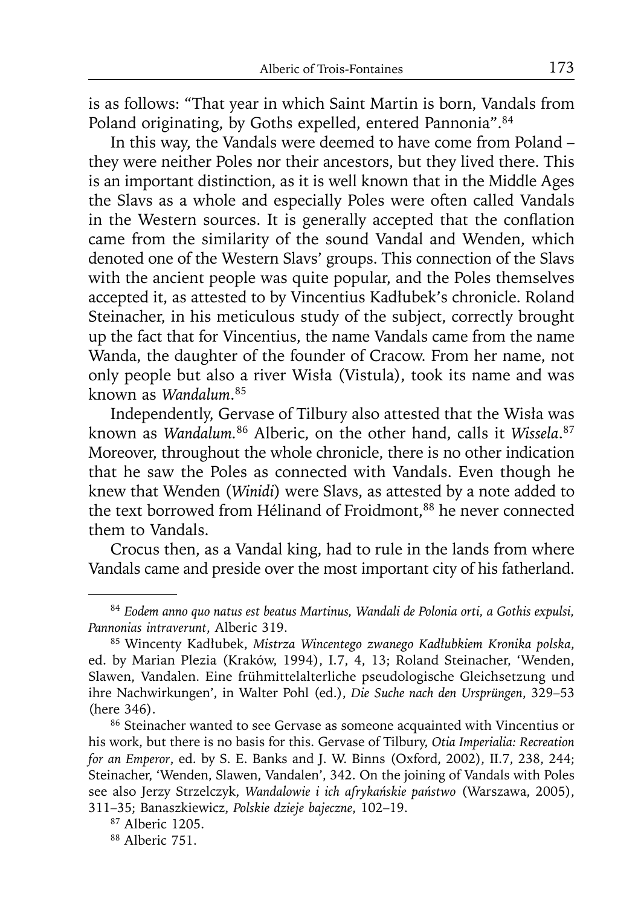is as follows: "That year in which Saint Martin is born, Vandals from Poland originating, by Goths expelled, entered Pannonia".[84]

In this way, the Vandals were deemed to have come from Poland – they were neither Poles nor their ancestors, but they lived there. This is an important distinction, as it is well known that in the Middle Ages the Slavs as a whole and especially Poles were often called Vandals in the Western sources. It is generally accepted that the conflation came from the similarity of the sound Vandal and Wenden, which denoted one of the Western Slavs' groups. This connection of the Slavs with the ancient people was quite popular, and the Poles themselves accepted it, as attested to by Vincentius Kadłubek's chronicle. Roland Steinacher, in his meticulous study of the subject, correctly brought up the fact that for Vincentius, the name Vandals came from the name Wanda, the daughter of the founder of Cracow. From her name, not only people but also a river Wisła (Vistula), took its name and was known as *Wandalum*.[85]

Independently, Gervase of Tilbury also attested that the Wisła was known as *Wandalum.*[86] Alberic, on the other hand, calls it *Wissela*.[87] Moreover, throughout the whole chronicle, there is no other indication that he saw the Poles as connected with Vandals. Even though he knew that Wenden (*Winidi*) were Slavs, as attested by a note added to the text borrowed from Hélinand of Froidmont,[88] he never connected them to Vandals.

Crocus then, as a Vandal king, had to rule in the lands from where Vandals came and preside over the most important city of his fatherland.

---

[84] *Eodem anno quo natus est beatus Martinus, Wandali de Polonia orti, a Gothis expulsi, Pannonias intraverunt*, Alberic 319.

[85] Wincenty Kadłubek, *Mistrza Wincentego zwanego Kadłubkiem Kronika polska*, ed. by Marian Plezia (Kraków, 1994), I.7, 4, 13; Roland Steinacher, 'Wenden, Slawen, Vandalen. Eine frühmittelalterliche pseudologische Gleichsetzung und ihre Nachwirkungen', in Walter Pohl (ed.), *Die Suche nach den Ursprüngen*, 329–53 (here 346).

[86] Steinacher wanted to see Gervase as someone acquainted with Vincentius or his work, but there is no basis for this. Gervase of Tilbury, *Otia Imperialia: Recreation for an Emperor*, ed. by S. E. Banks and J. W. Binns (Oxford, 2002), II.7, 238, 244; Steinacher, 'Wenden, Slawen, Vandalen', 342. On the joining of Vandals with Poles see also Jerzy Strzelczyk, *Wandalowie i ich afrykańskie państwo* (Warszawa, 2005), 311–35; Banaszkiewicz, *Polskie dzieje bajeczne*, 102–19.

[87] Alberic 1205.

[88] Alberic 751.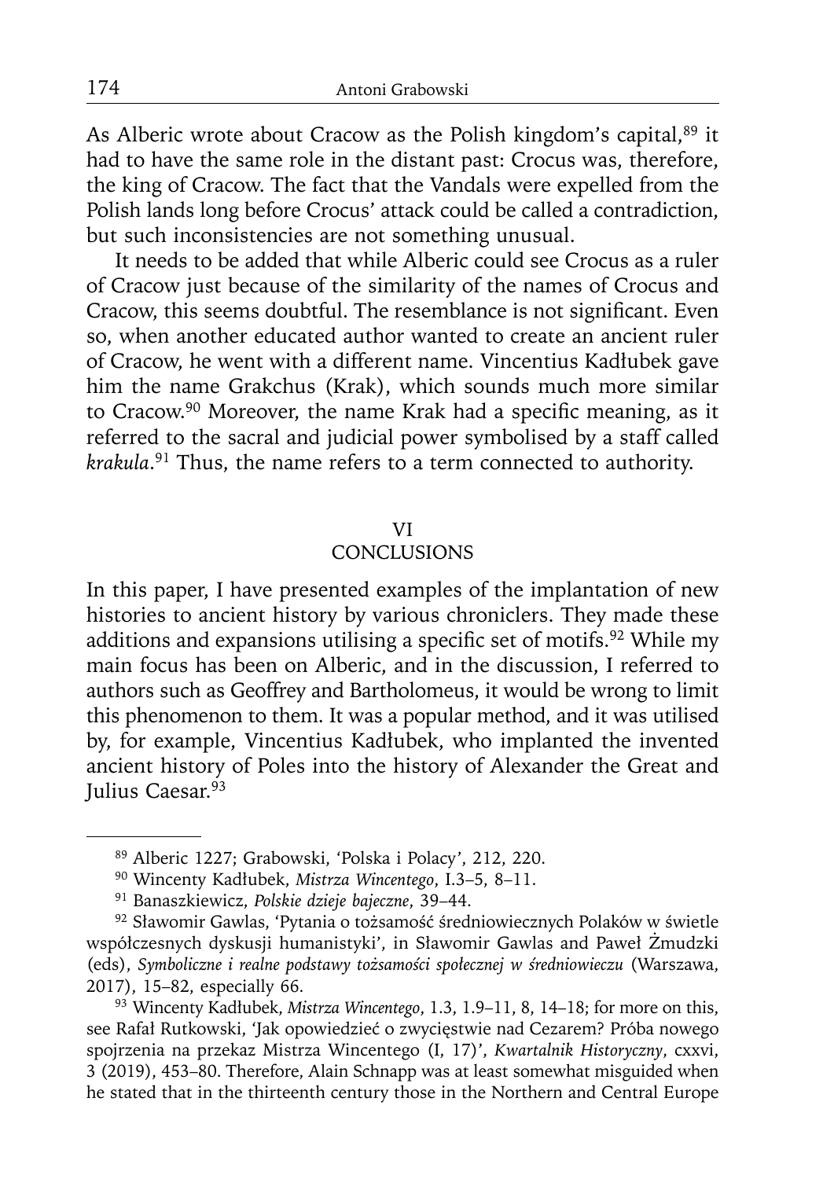As Alberic wrote about Cracow as the Polish kingdom's capital,[89] it had to have the same role in the distant past: Crocus was, therefore, the king of Cracow. The fact that the Vandals were expelled from the Polish lands long before Crocus' attack could be called a contradiction, but such inconsistencies are not something unusual.

It needs to be added that while Alberic could see Crocus as a ruler of Cracow just because of the similarity of the names of Crocus and Cracow, this seems doubtful. The resemblance is not significant. Even so, when another educated author wanted to create an ancient ruler of Cracow, he went with a different name. Vincentius Kadłubek gave him the name Grakchus (Krak), which sounds much more similar to Cracow.[90] Moreover, the name Krak had a specific meaning, as it referred to the sacral and judicial power symbolised by a staff called *krakula*.[91] Thus, the name refers to a term connected to authority.

## VI
## CONCLUSIONS

In this paper, I have presented examples of the implantation of new histories to ancient history by various chroniclers. They made these additions and expansions utilising a specific set of motifs.[92] While my main focus has been on Alberic, and in the discussion, I referred to authors such as Geoffrey and Bartholomeus, it would be wrong to limit this phenomenon to them. It was a popular method, and it was utilised by, for example, Vincentius Kadłubek, who implanted the invented ancient history of Poles into the history of Alexander the Great and Julius Caesar.[93]

---

[89] Alberic 1227; Grabowski, 'Polska i Polacy', 212, 220.

[90] Wincenty Kadłubek, *Mistrza Wincentego*, I.3–5, 8–11.

[91] Banaszkiewicz, *Polskie dzieje bajeczne*, 39–44.

[92] Sławomir Gawlas, 'Pytania o tożsamość średniowiecznych Polaków w świetle współczesnych dyskusji humanistyki', in Sławomir Gawlas and Paweł Żmudzki (eds), *Symboliczne i realne podstawy tożsamości społecznej w średniowieczu* (Warszawa, 2017), 15–82, especially 66.

[93] Wincenty Kadłubek, *Mistrza Wincentego*, 1.3, 1.9–11, 8, 14–18; for more on this, see Rafał Rutkowski, 'Jak opowiedzieć o zwycięstwie nad Cezarem? Próba nowego spojrzenia na przekaz Mistrza Wincentego (I, 17)', *Kwartalnik Historyczny*, cxxvi, 3 (2019), 453–80. Therefore, Alain Schnapp was at least somewhat misguided when he stated that in the thirteenth century those in the Northern and Central Europe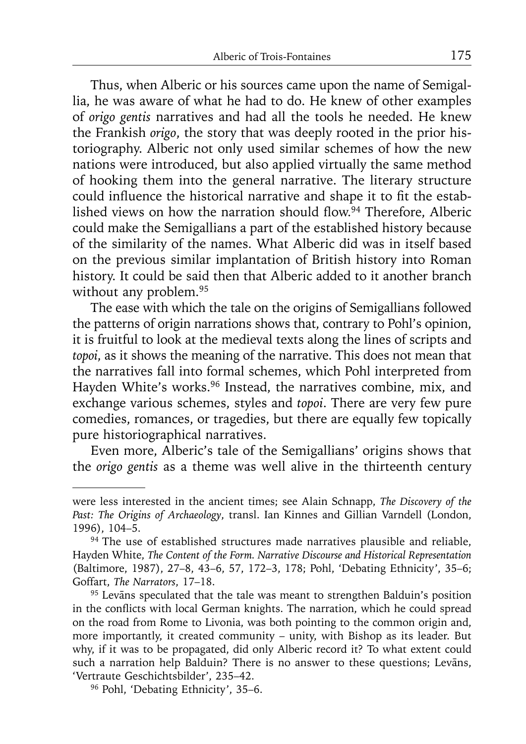Thus, when Alberic or his sources came upon the name of Semigallia, he was aware of what he had to do. He knew of other examples of *origo gentis* narratives and had all the tools he needed. He knew the Frankish *origo*, the story that was deeply rooted in the prior historiography. Alberic not only used similar schemes of how the new nations were introduced, but also applied virtually the same method of hooking them into the general narrative. The literary structure could influence the historical narrative and shape it to fit the established views on how the narration should flow.[94] Therefore, Alberic could make the Semigallians a part of the established history because of the similarity of the names. What Alberic did was in itself based on the previous similar implantation of British history into Roman history. It could be said then that Alberic added to it another branch without any problem.[95]

The ease with which the tale on the origins of Semigallians followed the patterns of origin narrations shows that, contrary to Pohl's opinion, it is fruitful to look at the medieval texts along the lines of scripts and *topoi*, as it shows the meaning of the narrative. This does not mean that the narratives fall into formal schemes, which Pohl interpreted from Hayden White's works.[96] Instead, the narratives combine, mix, and exchange various schemes, styles and *topoi*. There are very few pure comedies, romances, or tragedies, but there are equally few topically pure historiographical narratives.

Even more, Alberic's tale of the Semigallians' origins shows that the *origo gentis* as a theme was well alive in the thirteenth century

---

were less interested in the ancient times; see Alain Schnapp, *The Discovery of the Past: The Origins of Archaeology*, transl. Ian Kinnes and Gillian Varndell (London, 1996), 104–5.

[94] The use of established structures made narratives plausible and reliable, Hayden White, *The Content of the Form. Narrative Discourse and Historical Representation* (Baltimore, 1987), 27–8, 43–6, 57, 172–3, 178; Pohl, 'Debating Ethnicity', 35–6; Goffart, *The Narrators*, 17–18.

[95] Levāns speculated that the tale was meant to strengthen Balduin's position in the conflicts with local German knights. The narration, which he could spread on the road from Rome to Livonia, was both pointing to the common origin and, more importantly, it created community – unity, with Bishop as its leader. But why, if it was to be propagated, did only Alberic record it? To what extent could such a narration help Balduin? There is no answer to these questions; Levāns, 'Vertraute Geschichtsbilder', 235–42.

[96] Pohl, 'Debating Ethnicity', 35–6.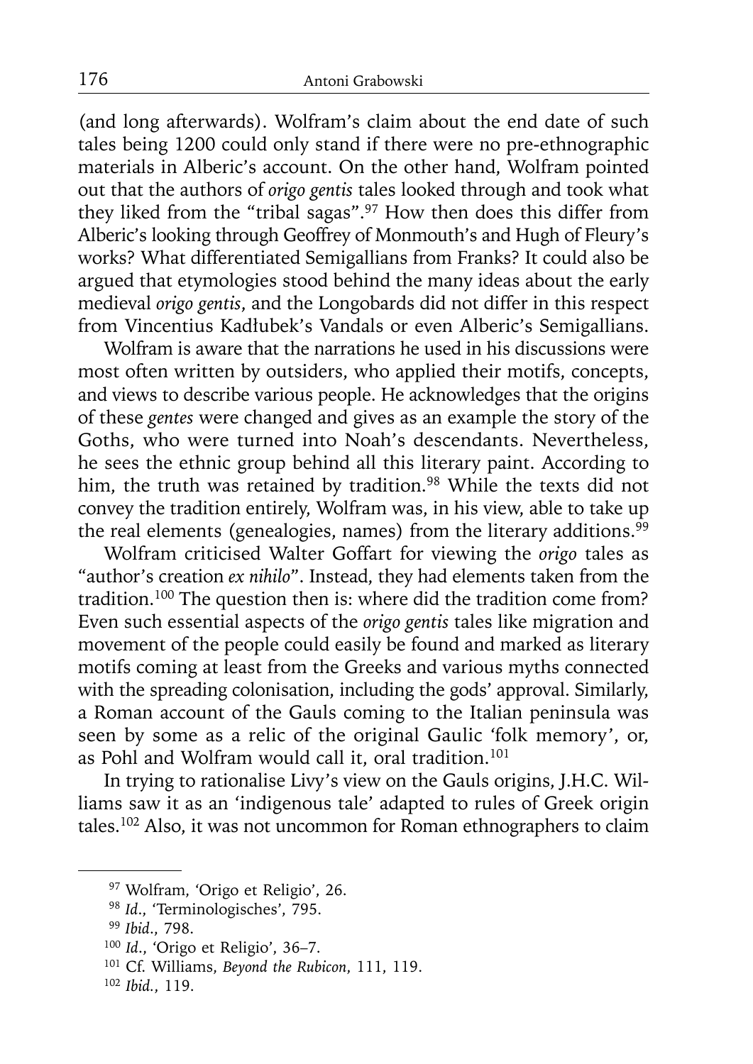(and long afterwards). Wolfram's claim about the end date of such tales being 1200 could only stand if there were no pre-ethnographic materials in Alberic's account. On the other hand, Wolfram pointed out that the authors of *origo gentis* tales looked through and took what they liked from the "tribal sagas".[97] How then does this differ from Alberic's looking through Geoffrey of Monmouth's and Hugh of Fleury's works? What differentiated Semigallians from Franks? It could also be argued that etymologies stood behind the many ideas about the early medieval *origo gentis*, and the Longobards did not differ in this respect from Vincentius Kadłubek's Vandals or even Alberic's Semigallians.

Wolfram is aware that the narrations he used in his discussions were most often written by outsiders, who applied their motifs, concepts, and views to describe various people. He acknowledges that the origins of these *gentes* were changed and gives as an example the story of the Goths, who were turned into Noah's descendants. Nevertheless, he sees the ethnic group behind all this literary paint. According to him, the truth was retained by tradition.[98] While the texts did not convey the tradition entirely, Wolfram was, in his view, able to take up the real elements (genealogies, names) from the literary additions.[99]

Wolfram criticised Walter Goffart for viewing the *origo* tales as "author's creation *ex nihilo*". Instead, they had elements taken from the tradition.[100] The question then is: where did the tradition come from? Even such essential aspects of the *origo gentis* tales like migration and movement of the people could easily be found and marked as literary motifs coming at least from the Greeks and various myths connected with the spreading colonisation, including the gods' approval. Similarly, a Roman account of the Gauls coming to the Italian peninsula was seen by some as a relic of the original Gaulic 'folk memory', or, as Pohl and Wolfram would call it, oral tradition.[101]

In trying to rationalise Livy's view on the Gauls origins, J.H.C. Williams saw it as an 'indigenous tale' adapted to rules of Greek origin tales.[102] Also, it was not uncommon for Roman ethnographers to claim

---

[97] Wolfram, 'Origo et Religio', 26.

[98] *Id*., 'Terminologisches', 795.

[99] *Ibid*., 798.

[100] *Id*., 'Origo et Religio', 36–7.

[101] Cf. Williams, *Beyond the Rubicon*, 111, 119.

[102] *Ibid.*, 119.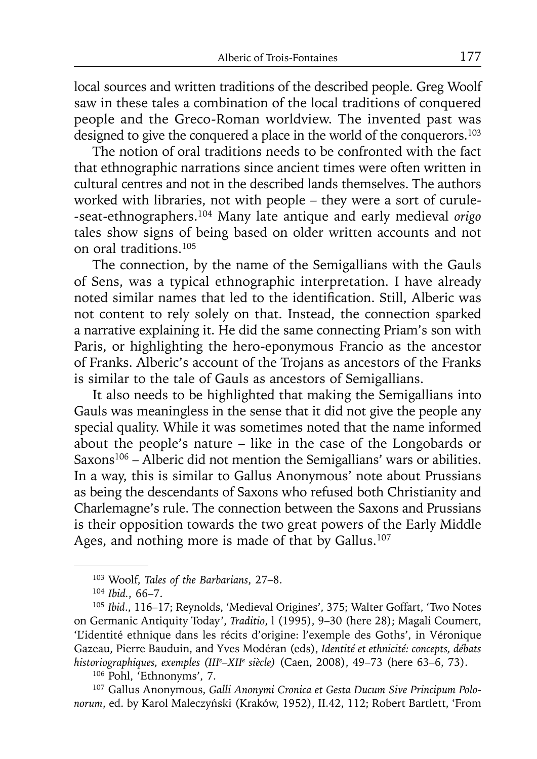local sources and written traditions of the described people. Greg Woolf saw in these tales a combination of the local traditions of conquered people and the Greco-Roman worldview. The invented past was designed to give the conquered a place in the world of the conquerors.[103]

The notion of oral traditions needs to be confronted with the fact that ethnographic narrations since ancient times were often written in cultural centres and not in the described lands themselves. The authors worked with libraries, not with people – they were a sort of curule-seat-ethnographers.[104] Many late antique and early medieval *origo* tales show signs of being based on older written accounts and not on oral traditions.[105]

The connection, by the name of the Semigallians with the Gauls of Sens, was a typical ethnographic interpretation. I have already noted similar names that led to the identification. Still, Alberic was not content to rely solely on that. Instead, the connection sparked a narrative explaining it. He did the same connecting Priam's son with Paris, or highlighting the hero-eponymous Francio as the ancestor of Franks. Alberic's account of the Trojans as ancestors of the Franks is similar to the tale of Gauls as ancestors of Semigallians.

It also needs to be highlighted that making the Semigallians into Gauls was meaningless in the sense that it did not give the people any special quality. While it was sometimes noted that the name informed about the people's nature – like in the case of the Longobards or Saxons[106] – Alberic did not mention the Semigallians' wars or abilities. In a way, this is similar to Gallus Anonymous' note about Prussians as being the descendants of Saxons who refused both Christianity and Charlemagne's rule. The connection between the Saxons and Prussians is their opposition towards the two great powers of the Early Middle Ages, and nothing more is made of that by Gallus.[107]

---

[103] Woolf, *Tales of the Barbarians*, 27–8.

[104] *Ibid.*, 66–7.

[105] *Ibid.*, 116–17; Reynolds, 'Medieval Origines', 375; Walter Goffart, 'Two Notes on Germanic Antiquity Today', *Traditio*, l (1995), 9–30 (here 28); Magali Coumert, 'L'identité ethnique dans les récits d'origine: l'exemple des Goths', in Véronique Gazeau, Pierre Bauduin, and Yves Modéran (eds), *Identité et ethnicité: concepts, débats historiographiques, exemples (IIIe–XIIe siècle)* (Caen, 2008), 49–73 (here 63–6, 73).

[106] Pohl, 'Ethnonyms', 7.

[107] Gallus Anonymous, *Galli Anonymi Cronica et Gesta Ducum Sive Principum Polonorum*, ed. by Karol Maleczyński (Kraków, 1952), II.42, 112; Robert Bartlett, 'From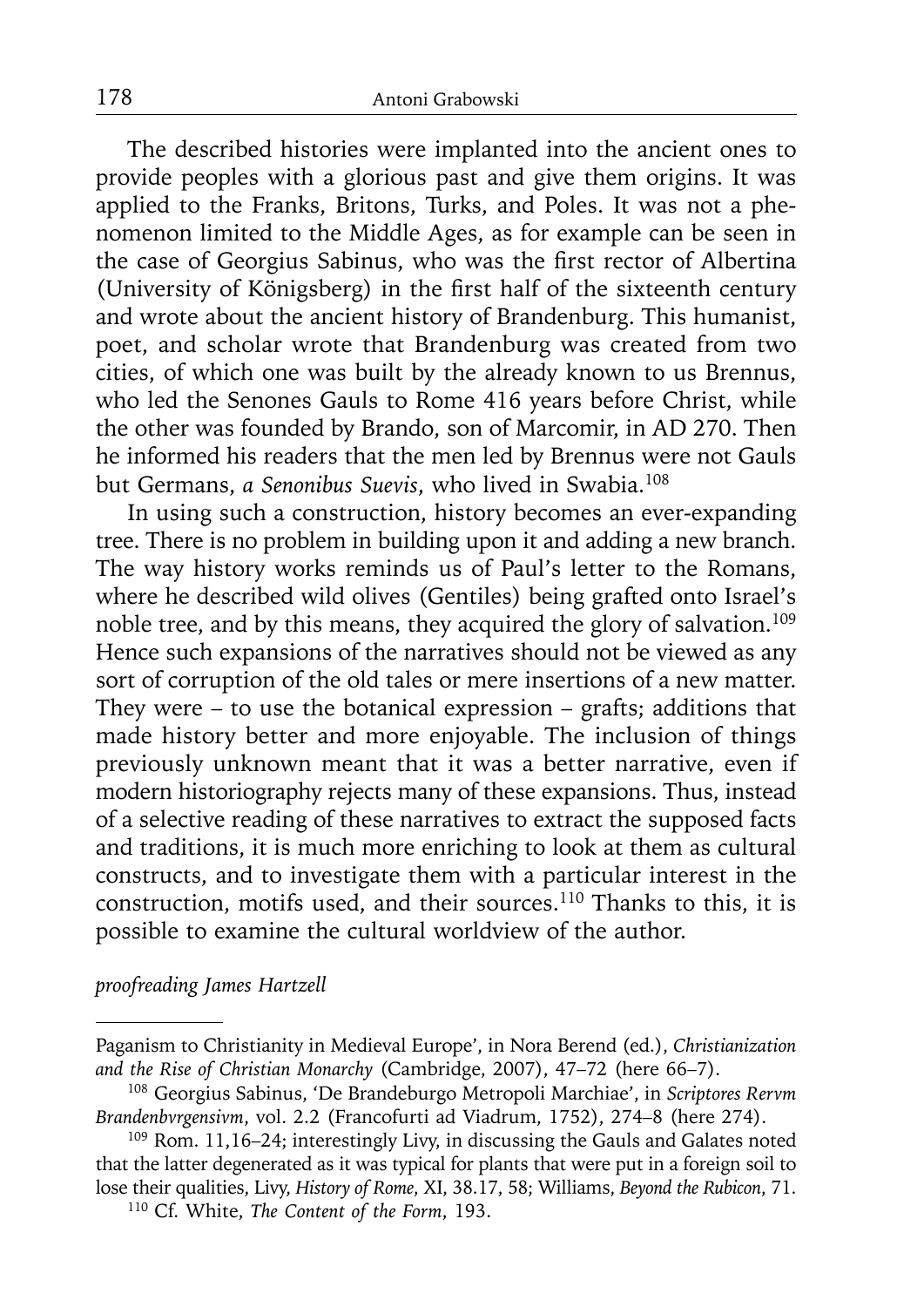The described histories were implanted into the ancient ones to provide peoples with a glorious past and give them origins. It was applied to the Franks, Britons, Turks, and Poles. It was not a phenomenon limited to the Middle Ages, as for example can be seen in the case of Georgius Sabinus, who was the first rector of Albertina (University of Königsberg) in the first half of the sixteenth century and wrote about the ancient history of Brandenburg. This humanist, poet, and scholar wrote that Brandenburg was created from two cities, of which one was built by the already known to us Brennus, who led the Senones Gauls to Rome 416 years before Christ, while the other was founded by Brando, son of Marcomir, in AD 270. Then he informed his readers that the men led by Brennus were not Gauls but Germans, *a Senonibus Suevis*, who lived in Swabia.[108]

In using such a construction, history becomes an ever-expanding tree. There is no problem in building upon it and adding a new branch. The way history works reminds us of Paul's letter to the Romans, where he described wild olives (Gentiles) being grafted onto Israel's noble tree, and by this means, they acquired the glory of salvation.[109] Hence such expansions of the narratives should not be viewed as any sort of corruption of the old tales or mere insertions of a new matter. They were – to use the botanical expression – grafts; additions that made history better and more enjoyable. The inclusion of things previously unknown meant that it was a better narrative, even if modern historiography rejects many of these expansions. Thus, instead of a selective reading of these narratives to extract the supposed facts and traditions, it is much more enriching to look at them as cultural constructs, and to investigate them with a particular interest in the construction, motifs used, and their sources.[110] Thanks to this, it is possible to examine the cultural worldview of the author.

*proofreading James Hartzell*

---

Paganism to Christianity in Medieval Europe', in Nora Berend (ed.), *Christianization and the Rise of Christian Monarchy* (Cambridge, 2007), 47–72 (here 66–7).

[108] Georgius Sabinus, 'De Brandeburgo Metropoli Marchiae', in *Scriptores Rervm Brandenbvrgensivm*, vol. 2.2 (Francofurti ad Viadrum, 1752), 274–8 (here 274).

[109] Rom. 11,16–24; interestingly Livy, in discussing the Gauls and Galates noted that the latter degenerated as it was typical for plants that were put in a foreign soil to lose their qualities, Livy, *History of Rome*, XI, 38.17, 58; Williams, *Beyond the Rubicon*, 71.

[110] Cf. White, *The Content of the Form*, 193.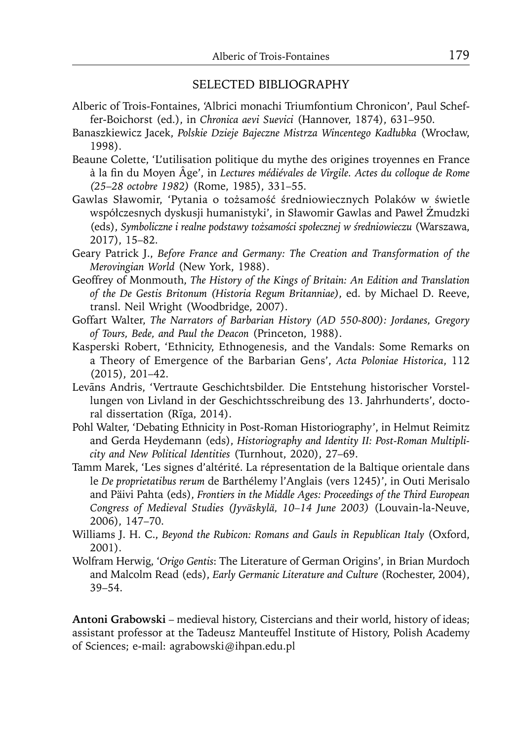## SELECTED BIBLIOGRAPHY

Alberic of Trois-Fontaines, 'Albrici monachi Triumfontium Chronicon', Paul Scheffer-Boichorst (ed.), in *Chronica aevi Suevici* (Hannover, 1874), 631–950.

Banaszkiewicz Jacek, *Polskie Dzieje Bajeczne Mistrza Wincentego Kadłubka* (Wrocław, 1998).

Beaune Colette, 'L'utilisation politique du mythe des origines troyennes en France à la fin du Moyen Âge', in *Lectures médiévales de Virgile. Actes du colloque de Rome (25–28 octobre 1982)* (Rome, 1985), 331–55.

Gawlas Sławomir, 'Pytania o tożsamość średniowiecznych Polaków w świetle współczesnych dyskusji humanistyki', in Sławomir Gawlas and Paweł Żmudzki (eds), *Symboliczne i realne podstawy tożsamości społecznej w średniowieczu* (Warszawa, 2017), 15–82.

Geary Patrick J., *Before France and Germany: The Creation and Transformation of the Merovingian World* (New York, 1988).

Geoffrey of Monmouth, *The History of the Kings of Britain: An Edition and Translation of the De Gestis Britonum (Historia Regum Britanniae)*, ed. by Michael D. Reeve, transl. Neil Wright (Woodbridge, 2007).

Goffart Walter, *The Narrators of Barbarian History (AD 550-800): Jordanes, Gregory of Tours, Bede, and Paul the Deacon* (Princeton, 1988).

Kasperski Robert, 'Ethnicity, Ethnogenesis, and the Vandals: Some Remarks on a Theory of Emergence of the Barbarian Gens', *Acta Poloniae Historica*, 112 (2015), 201–42.

Levāns Andris, 'Vertraute Geschichtsbilder. Die Entstehung historischer Vorstellungen von Livland in der Geschichtsschreibung des 13. Jahrhunderts', doctoral dissertation (Rīga, 2014).

Pohl Walter, 'Debating Ethnicity in Post-Roman Historiography', in Helmut Reimitz and Gerda Heydemann (eds), *Historiography and Identity II: Post-Roman Multiplicity and New Political Identities* (Turnhout, 2020), 27–69.

Tamm Marek, 'Les signes d'altérité. La répresentation de la Baltique orientale dans le *De proprietatibus rerum* de Barthélemy l'Anglais (vers 1245)', in Outi Merisalo and Päivi Pahta (eds), *Frontiers in the Middle Ages: Proceedings of the Third European Congress of Medieval Studies (Jyväskylä, 10–14 June 2003)* (Louvain-la-Neuve, 2006), 147–70.

Williams J. H. C., *Beyond the Rubicon: Romans and Gauls in Republican Italy* (Oxford, 2001).

Wolfram Herwig, '*Origo Gentis*: The Literature of German Origins', in Brian Murdoch and Malcolm Read (eds), *Early Germanic Literature and Culture* (Rochester, 2004), 39–54.

**Antoni Grabowski** – medieval history, Cistercians and their world, history of ideas; assistant professor at the Tadeusz Manteuffel Institute of History, Polish Academy of Sciences; e-mail: agrabowski@ihpan.edu.pl